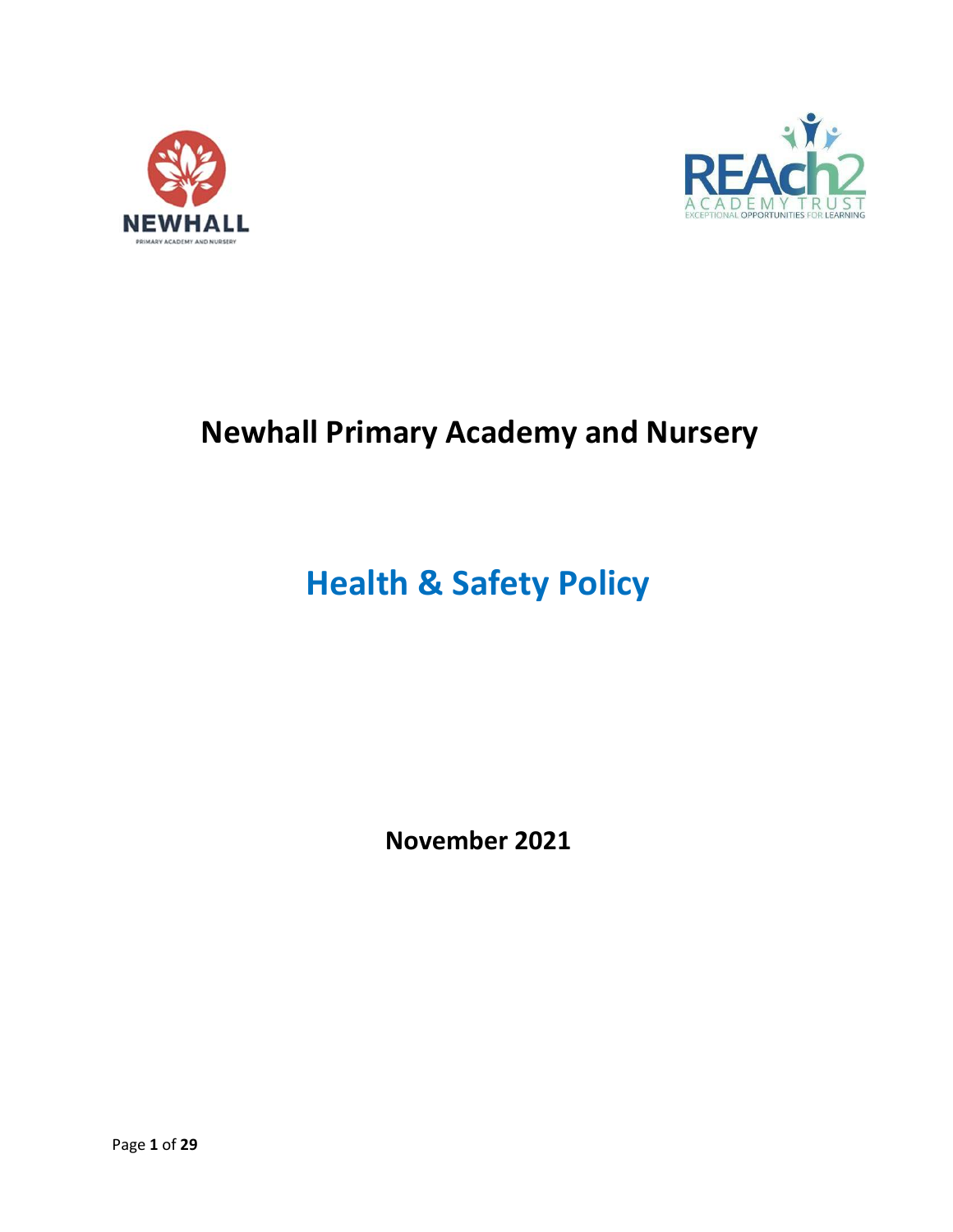# Newhall Primary Academy and Nursery

# Health & Safety Policy

**November 2021**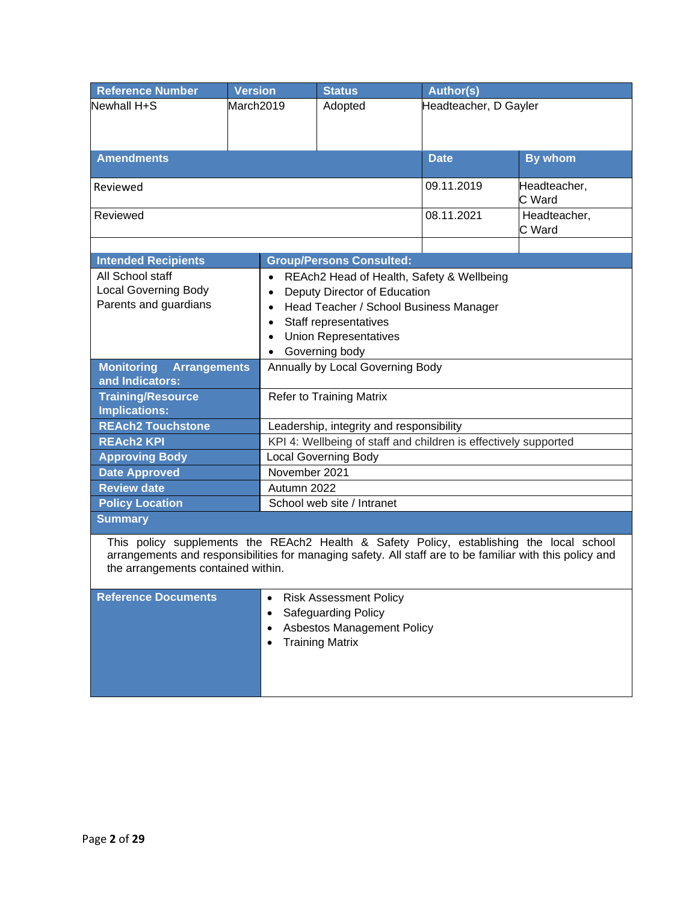| Reference Number | Version | Status | Author(s) | |
|---|---|---|---|---|
| Newhall H+S | March2019 | Adopted | Headteacher, D Gayler | |
| **Amendments** | | | **Date** | **By whom** |
| Reviewed | | | 09.11.2019 | Headteacher, C Ward |
| Reviewed | | | 08.11.2021 | Headteacher, C Ward |
| | | | | |

| Intended Recipients | Group/Persons Consulted: |
|---|---|
| All School staff<br>Local Governing Body<br>Parents and guardians | • REAch2 Head of Health, Safety & Wellbeing<br>• Deputy Director of Education<br>• Head Teacher / School Business Manager<br>• Staff representatives<br>• Union Representatives<br>• Governing body |
| **Monitoring Arrangements and Indicators:** | Annually by Local Governing Body |
| **Training/Resource Implications:** | Refer to Training Matrix |
| **REAch2 Touchstone** | Leadership, integrity and responsibility |
| **REAch2 KPI** | KPI 4: Wellbeing of staff and children is effectively supported |
| **Approving Body** | Local Governing Body |
| **Date Approved** | November 2021 |
| **Review date** | Autumn 2022 |
| **Policy Location** | School web site / Intranet |

**Summary**

This policy supplements the REAch2 Health & Safety Policy, establishing the local school arrangements and responsibilities for managing safety. All staff are to be familiar with this policy and the arrangements contained within.

| Reference Documents | |
|---|---|
| | • Risk Assessment Policy<br>• Safeguarding Policy<br>• Asbestos Management Policy<br>• Training Matrix |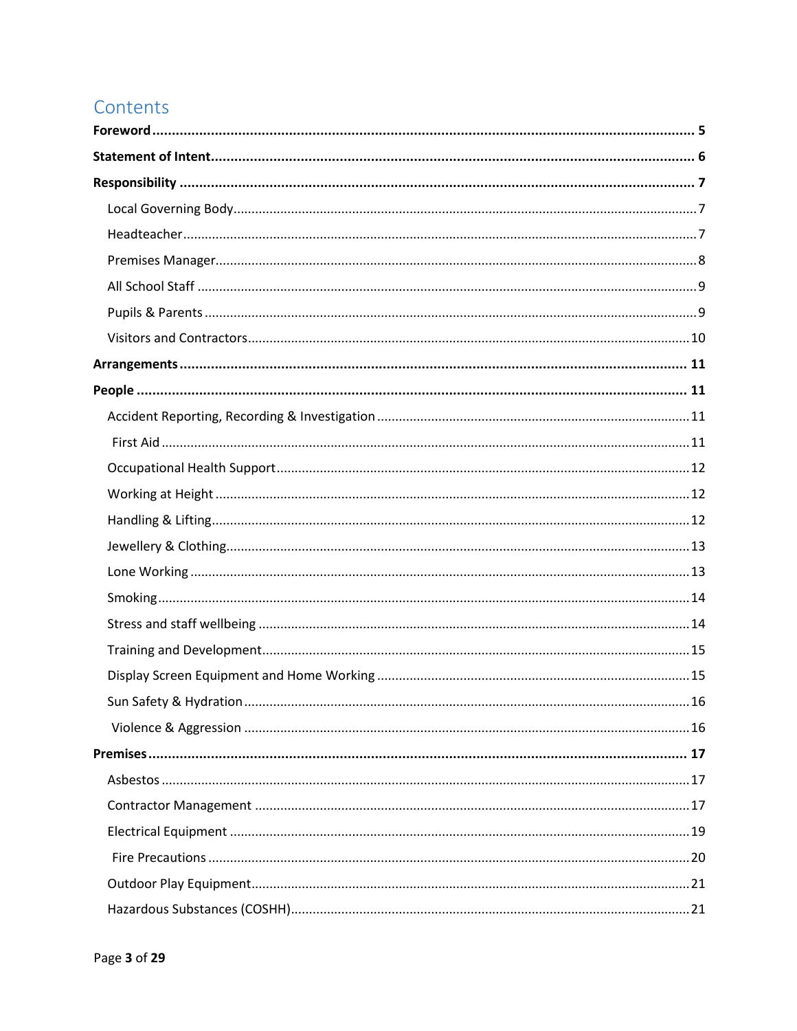# Contents

**Foreword** ..... **5**

**Statement of Intent** ..... **6**

**Responsibility** ..... **7**

- Local Governing Body ..... 7
- Headteacher ..... 7
- Premises Manager ..... 8
- All School Staff ..... 9
- Pupils & Parents ..... 9
- Visitors and Contractors ..... 10

**Arrangements** ..... **11**

**People** ..... **11**

- Accident Reporting, Recording & Investigation ..... 11
- First Aid ..... 11
- Occupational Health Support ..... 12
- Working at Height ..... 12
- Handling & Lifting ..... 12
- Jewellery & Clothing ..... 13
- Lone Working ..... 13
- Smoking ..... 14
- Stress and staff wellbeing ..... 14
- Training and Development ..... 15
- Display Screen Equipment and Home Working ..... 15
- Sun Safety & Hydration ..... 16
- Violence & Aggression ..... 16

**Premises** ..... **17**

- Asbestos ..... 17
- Contractor Management ..... 17
- Electrical Equipment ..... 19
- Fire Precautions ..... 20
- Outdoor Play Equipment ..... 21
- Hazardous Substances (COSHH) ..... 21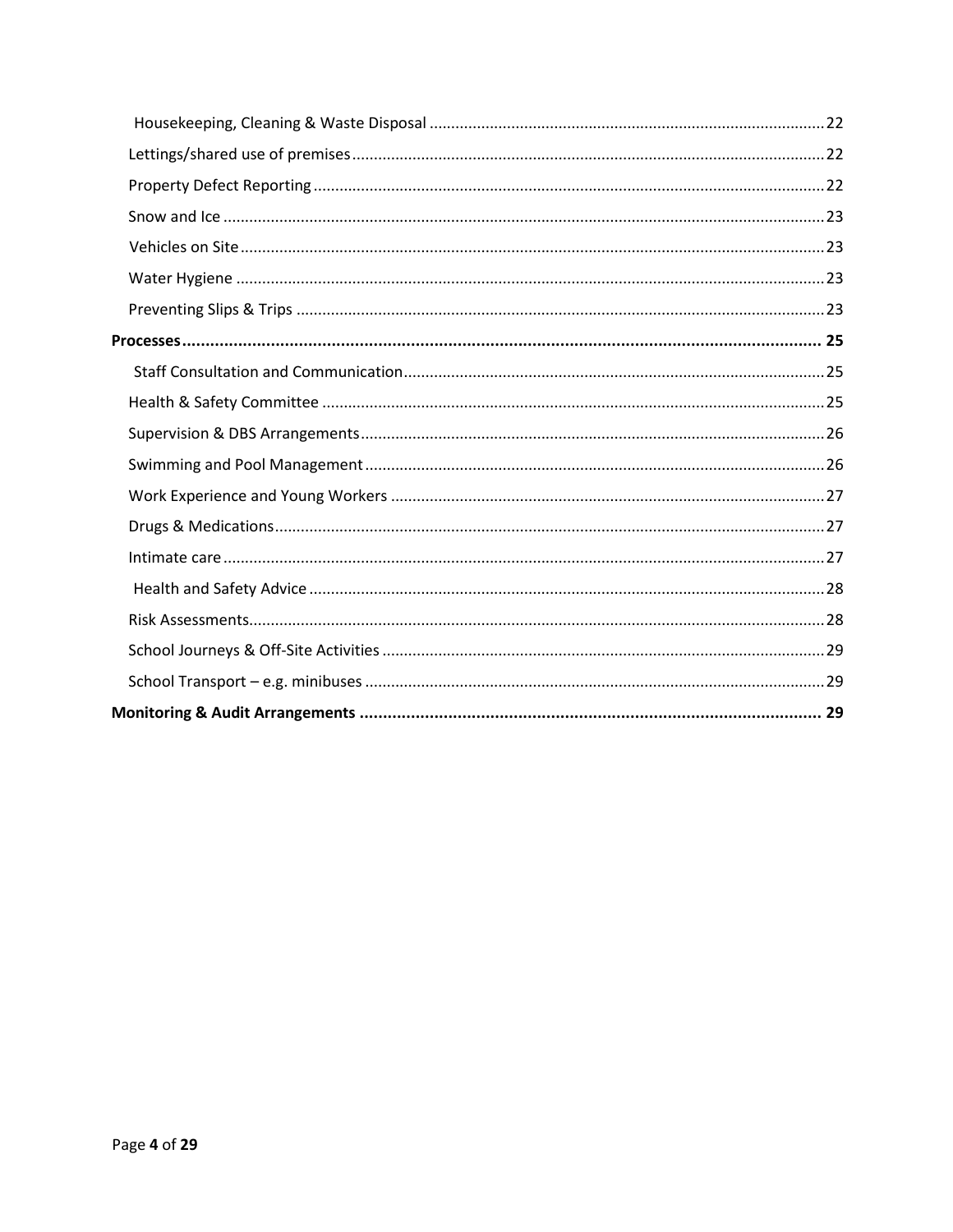Housekeeping, Cleaning & Waste Disposal ..... 22
Lettings/shared use of premises ..... 22
Property Defect Reporting ..... 22
Snow and Ice ..... 23
Vehicles on Site ..... 23
Water Hygiene ..... 23
Preventing Slips & Trips ..... 23

**Processes ..... 25**

Staff Consultation and Communication ..... 25
Health & Safety Committee ..... 25
Supervision & DBS Arrangements ..... 26
Swimming and Pool Management ..... 26
Work Experience and Young Workers ..... 27
Drugs & Medications ..... 27
Intimate care ..... 27
Health and Safety Advice ..... 28
Risk Assessments ..... 28
School Journeys & Off-Site Activities ..... 29
School Transport – e.g. minibuses ..... 29

**Monitoring & Audit Arrangements ..... 29**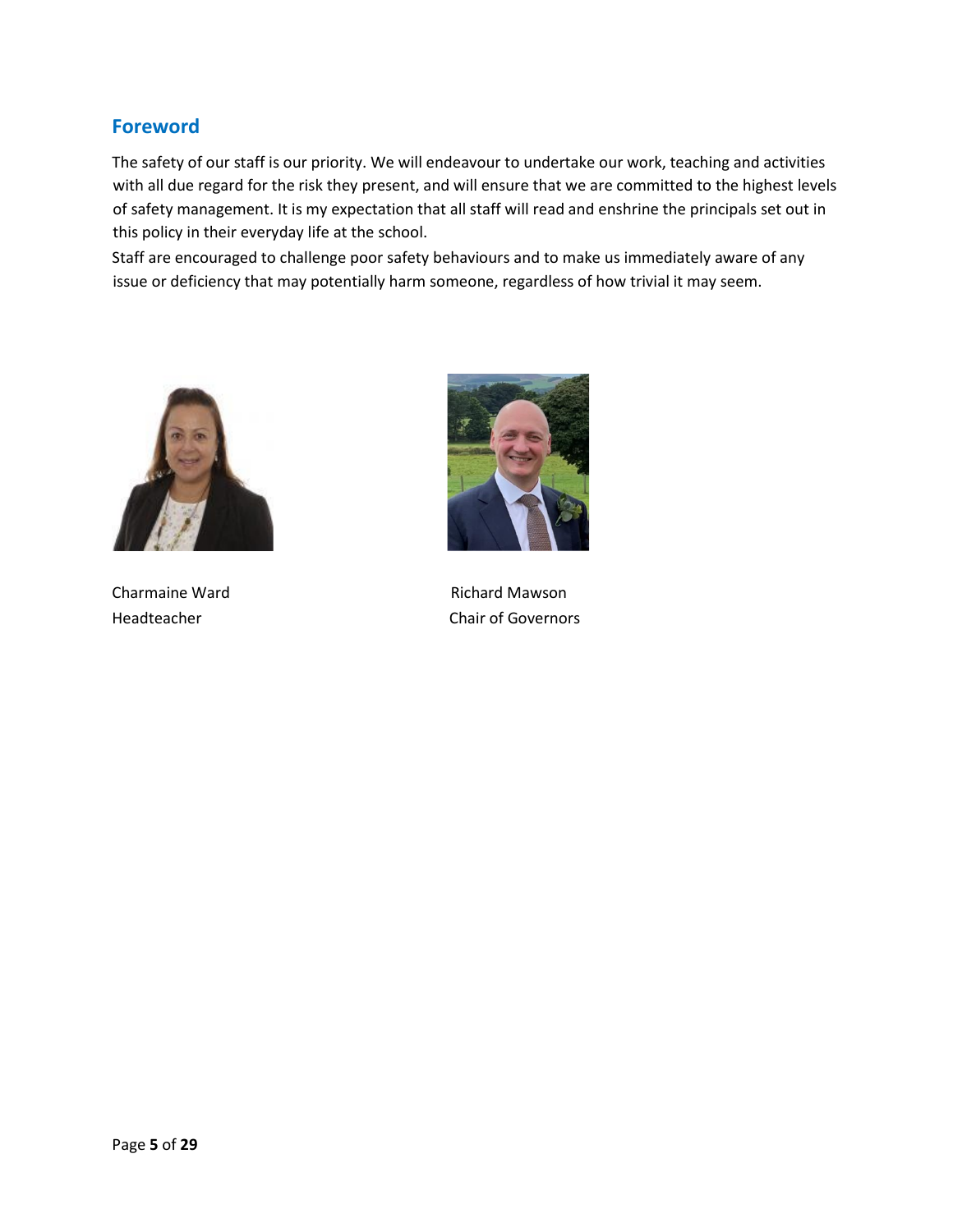## Foreword

The safety of our staff is our priority. We will endeavour to undertake our work, teaching and activities with all due regard for the risk they present, and will ensure that we are committed to the highest levels of safety management. It is my expectation that all staff will read and enshrine the principals set out in this policy in their everyday life at the school.

Staff are encouraged to challenge poor safety behaviours and to make us immediately aware of any issue or deficiency that may potentially harm someone, regardless of how trivial it may seem.

Charmaine Ward
Headteacher

Richard Mawson
Chair of Governors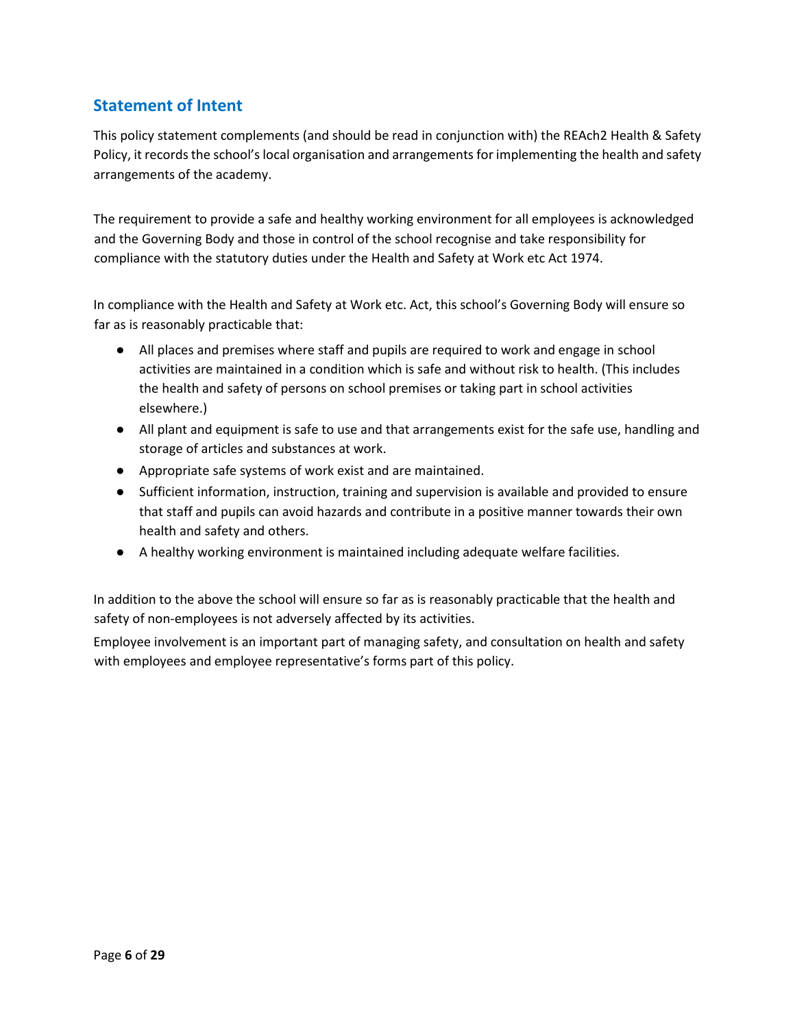## Statement of Intent

This policy statement complements (and should be read in conjunction with) the REAch2 Health & Safety Policy, it records the school's local organisation and arrangements for implementing the health and safety arrangements of the academy.

The requirement to provide a safe and healthy working environment for all employees is acknowledged and the Governing Body and those in control of the school recognise and take responsibility for compliance with the statutory duties under the Health and Safety at Work etc Act 1974.

In compliance with the Health and Safety at Work etc. Act, this school's Governing Body will ensure so far as is reasonably practicable that:

- All places and premises where staff and pupils are required to work and engage in school activities are maintained in a condition which is safe and without risk to health. (This includes the health and safety of persons on school premises or taking part in school activities elsewhere.)
- All plant and equipment is safe to use and that arrangements exist for the safe use, handling and storage of articles and substances at work.
- Appropriate safe systems of work exist and are maintained.
- Sufficient information, instruction, training and supervision is available and provided to ensure that staff and pupils can avoid hazards and contribute in a positive manner towards their own health and safety and others.
- A healthy working environment is maintained including adequate welfare facilities.

In addition to the above the school will ensure so far as is reasonably practicable that the health and safety of non-employees is not adversely affected by its activities.

Employee involvement is an important part of managing safety, and consultation on health and safety with employees and employee representative's forms part of this policy.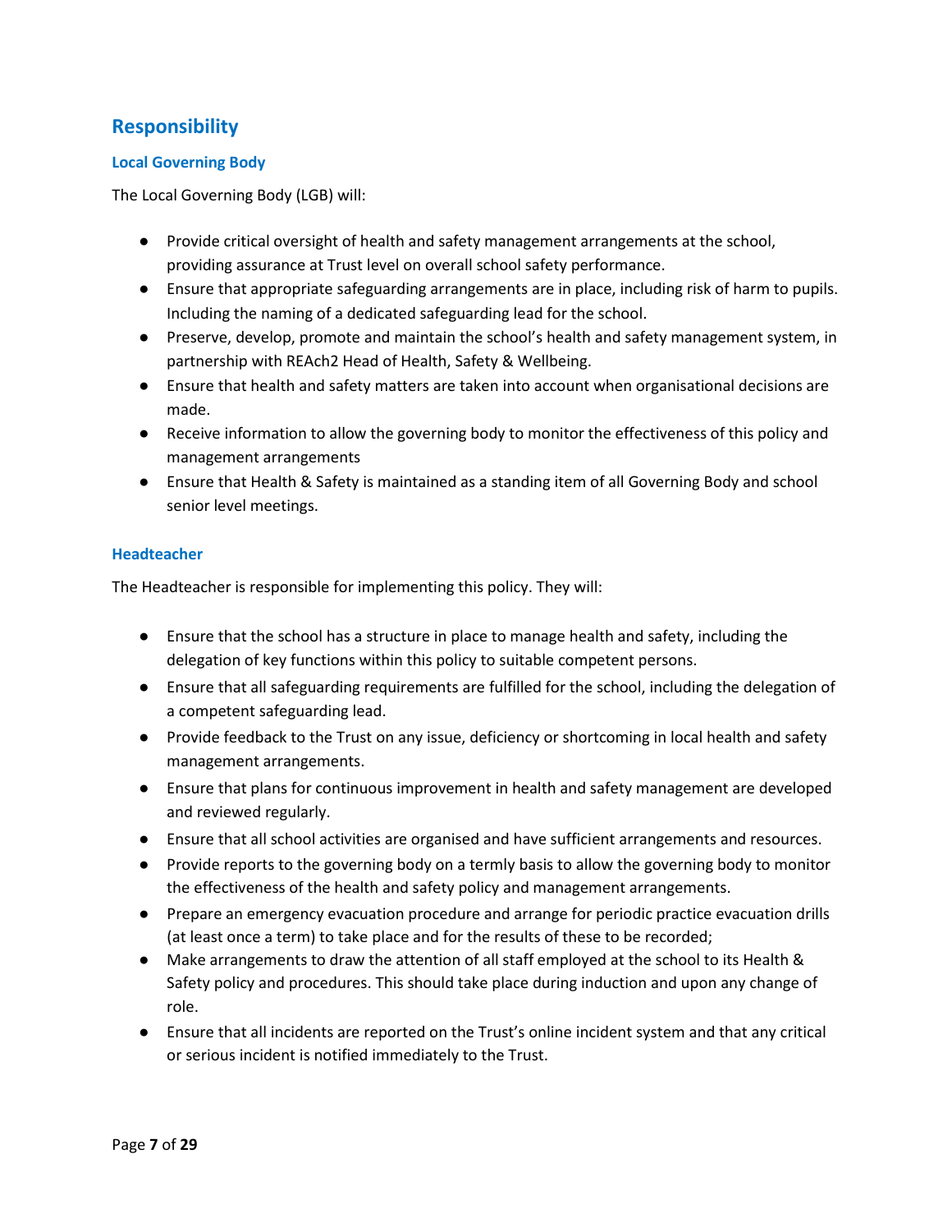## Responsibility

### Local Governing Body

The Local Governing Body (LGB) will:

- Provide critical oversight of health and safety management arrangements at the school, providing assurance at Trust level on overall school safety performance.
- Ensure that appropriate safeguarding arrangements are in place, including risk of harm to pupils. Including the naming of a dedicated safeguarding lead for the school.
- Preserve, develop, promote and maintain the school's health and safety management system, in partnership with REAch2 Head of Health, Safety & Wellbeing.
- Ensure that health and safety matters are taken into account when organisational decisions are made.
- Receive information to allow the governing body to monitor the effectiveness of this policy and management arrangements
- Ensure that Health & Safety is maintained as a standing item of all Governing Body and school senior level meetings.

### Headteacher

The Headteacher is responsible for implementing this policy. They will:

- Ensure that the school has a structure in place to manage health and safety, including the delegation of key functions within this policy to suitable competent persons.
- Ensure that all safeguarding requirements are fulfilled for the school, including the delegation of a competent safeguarding lead.
- Provide feedback to the Trust on any issue, deficiency or shortcoming in local health and safety management arrangements.
- Ensure that plans for continuous improvement in health and safety management are developed and reviewed regularly.
- Ensure that all school activities are organised and have sufficient arrangements and resources.
- Provide reports to the governing body on a termly basis to allow the governing body to monitor the effectiveness of the health and safety policy and management arrangements.
- Prepare an emergency evacuation procedure and arrange for periodic practice evacuation drills (at least once a term) to take place and for the results of these to be recorded;
- Make arrangements to draw the attention of all staff employed at the school to its Health & Safety policy and procedures. This should take place during induction and upon any change of role.
- Ensure that all incidents are reported on the Trust's online incident system and that any critical or serious incident is notified immediately to the Trust.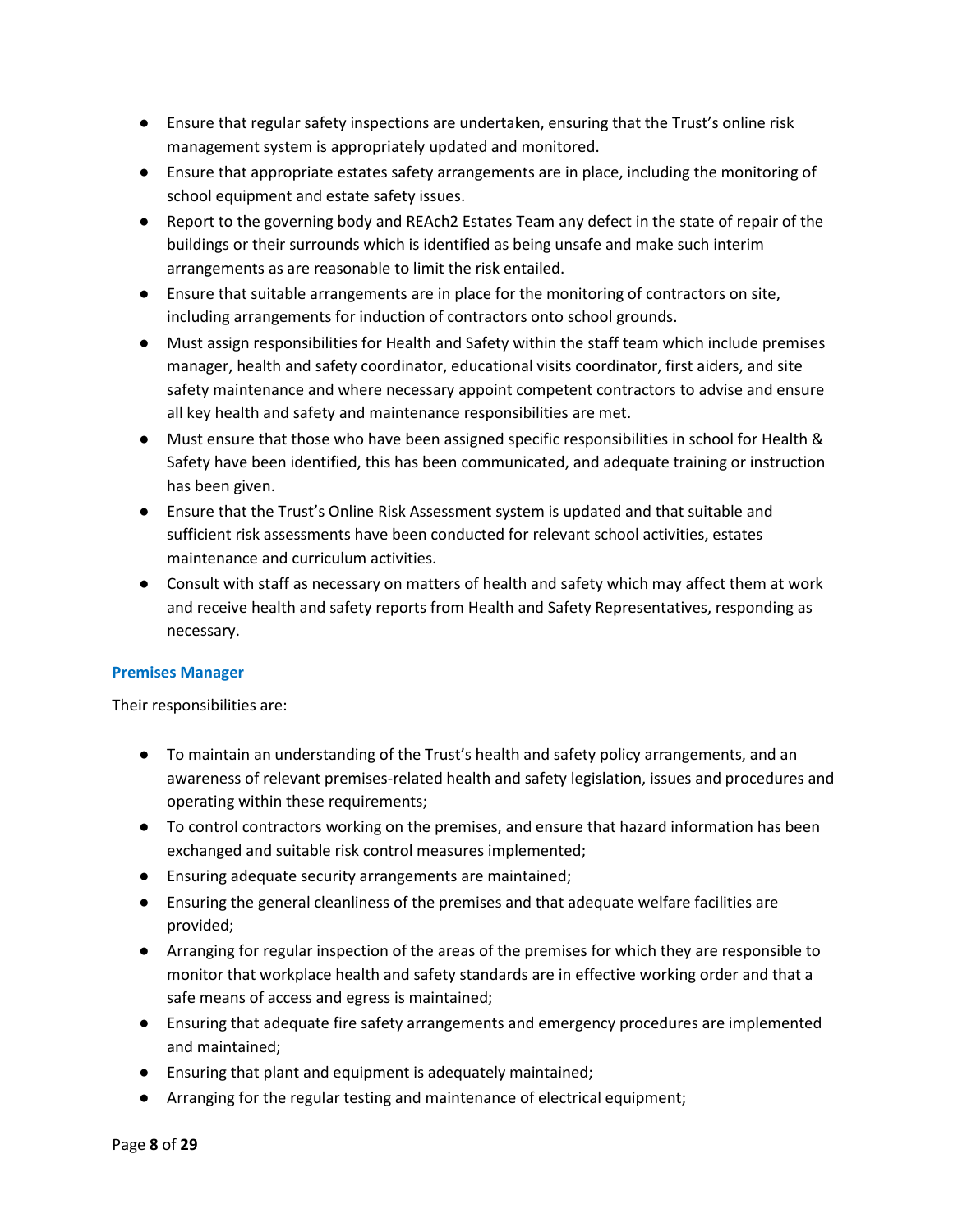- Ensure that regular safety inspections are undertaken, ensuring that the Trust's online risk management system is appropriately updated and monitored.
- Ensure that appropriate estates safety arrangements are in place, including the monitoring of school equipment and estate safety issues.
- Report to the governing body and REAch2 Estates Team any defect in the state of repair of the buildings or their surrounds which is identified as being unsafe and make such interim arrangements as are reasonable to limit the risk entailed.
- Ensure that suitable arrangements are in place for the monitoring of contractors on site, including arrangements for induction of contractors onto school grounds.
- Must assign responsibilities for Health and Safety within the staff team which include premises manager, health and safety coordinator, educational visits coordinator, first aiders, and site safety maintenance and where necessary appoint competent contractors to advise and ensure all key health and safety and maintenance responsibilities are met.
- Must ensure that those who have been assigned specific responsibilities in school for Health & Safety have been identified, this has been communicated, and adequate training or instruction has been given.
- Ensure that the Trust's Online Risk Assessment system is updated and that suitable and sufficient risk assessments have been conducted for relevant school activities, estates maintenance and curriculum activities.
- Consult with staff as necessary on matters of health and safety which may affect them at work and receive health and safety reports from Health and Safety Representatives, responding as necessary.

### Premises Manager

Their responsibilities are:

- To maintain an understanding of the Trust's health and safety policy arrangements, and an awareness of relevant premises-related health and safety legislation, issues and procedures and operating within these requirements;
- To control contractors working on the premises, and ensure that hazard information has been exchanged and suitable risk control measures implemented;
- Ensuring adequate security arrangements are maintained;
- Ensuring the general cleanliness of the premises and that adequate welfare facilities are provided;
- Arranging for regular inspection of the areas of the premises for which they are responsible to monitor that workplace health and safety standards are in effective working order and that a safe means of access and egress is maintained;
- Ensuring that adequate fire safety arrangements and emergency procedures are implemented and maintained;
- Ensuring that plant and equipment is adequately maintained;
- Arranging for the regular testing and maintenance of electrical equipment;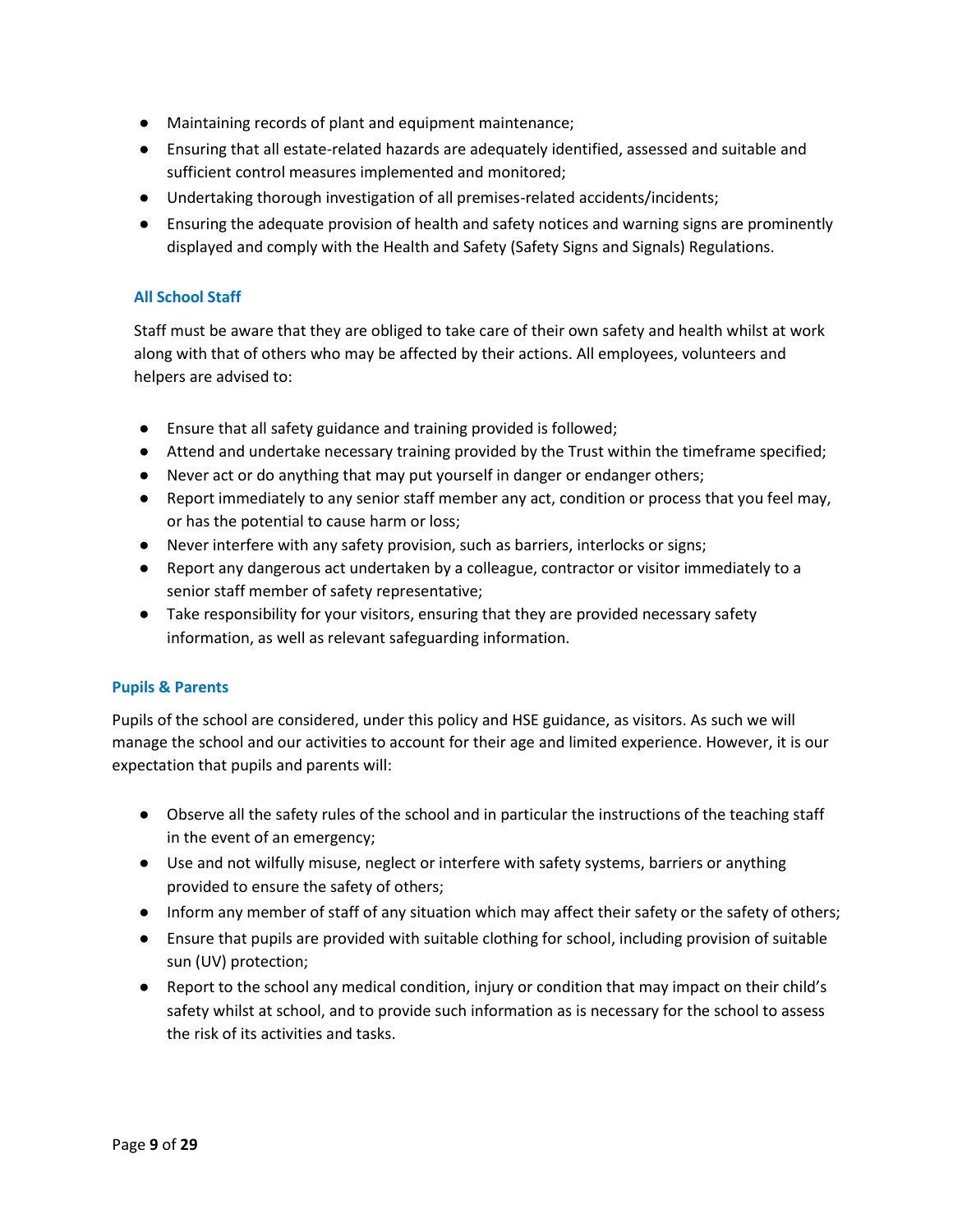- Maintaining records of plant and equipment maintenance;
- Ensuring that all estate-related hazards are adequately identified, assessed and suitable and sufficient control measures implemented and monitored;
- Undertaking thorough investigation of all premises-related accidents/incidents;
- Ensuring the adequate provision of health and safety notices and warning signs are prominently displayed and comply with the Health and Safety (Safety Signs and Signals) Regulations.

### All School Staff

Staff must be aware that they are obliged to take care of their own safety and health whilst at work along with that of others who may be affected by their actions. All employees, volunteers and helpers are advised to:

- Ensure that all safety guidance and training provided is followed;
- Attend and undertake necessary training provided by the Trust within the timeframe specified;
- Never act or do anything that may put yourself in danger or endanger others;
- Report immediately to any senior staff member any act, condition or process that you feel may, or has the potential to cause harm or loss;
- Never interfere with any safety provision, such as barriers, interlocks or signs;
- Report any dangerous act undertaken by a colleague, contractor or visitor immediately to a senior staff member of safety representative;
- Take responsibility for your visitors, ensuring that they are provided necessary safety information, as well as relevant safeguarding information.

### Pupils & Parents

Pupils of the school are considered, under this policy and HSE guidance, as visitors. As such we will manage the school and our activities to account for their age and limited experience. However, it is our expectation that pupils and parents will:

- Observe all the safety rules of the school and in particular the instructions of the teaching staff in the event of an emergency;
- Use and not wilfully misuse, neglect or interfere with safety systems, barriers or anything provided to ensure the safety of others;
- Inform any member of staff of any situation which may affect their safety or the safety of others;
- Ensure that pupils are provided with suitable clothing for school, including provision of suitable sun (UV) protection;
- Report to the school any medical condition, injury or condition that may impact on their child's safety whilst at school, and to provide such information as is necessary for the school to assess the risk of its activities and tasks.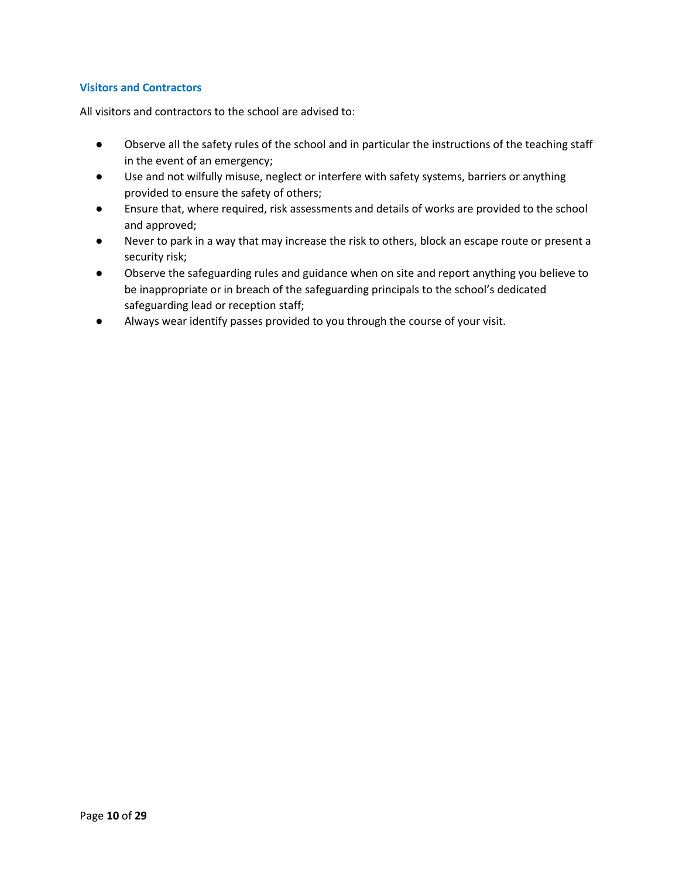### Visitors and Contractors

All visitors and contractors to the school are advised to:

- Observe all the safety rules of the school and in particular the instructions of the teaching staff in the event of an emergency;
- Use and not wilfully misuse, neglect or interfere with safety systems, barriers or anything provided to ensure the safety of others;
- Ensure that, where required, risk assessments and details of works are provided to the school and approved;
- Never to park in a way that may increase the risk to others, block an escape route or present a security risk;
- Observe the safeguarding rules and guidance when on site and report anything you believe to be inappropriate or in breach of the safeguarding principals to the school's dedicated safeguarding lead or reception staff;
- Always wear identify passes provided to you through the course of your visit.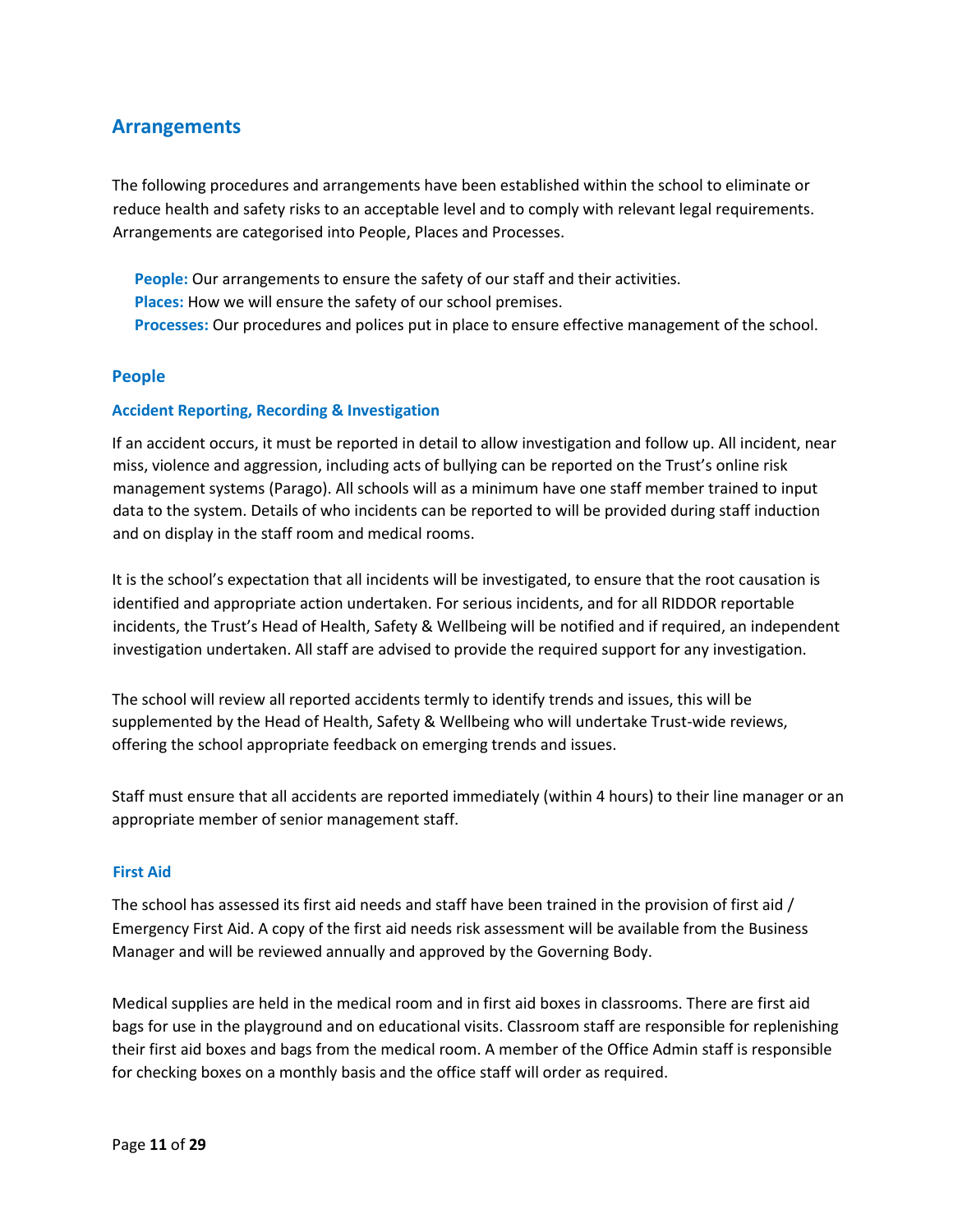## Arrangements

The following procedures and arrangements have been established within the school to eliminate or reduce health and safety risks to an acceptable level and to comply with relevant legal requirements. Arrangements are categorised into People, Places and Processes.

**People:** Our arrangements to ensure the safety of our staff and their activities.
**Places:** How we will ensure the safety of our school premises.
**Processes:** Our procedures and polices put in place to ensure effective management of the school.

### People

#### Accident Reporting, Recording & Investigation

If an accident occurs, it must be reported in detail to allow investigation and follow up. All incident, near miss, violence and aggression, including acts of bullying can be reported on the Trust's online risk management systems (Parago). All schools will as a minimum have one staff member trained to input data to the system. Details of who incidents can be reported to will be provided during staff induction and on display in the staff room and medical rooms.

It is the school's expectation that all incidents will be investigated, to ensure that the root causation is identified and appropriate action undertaken. For serious incidents, and for all RIDDOR reportable incidents, the Trust's Head of Health, Safety & Wellbeing will be notified and if required, an independent investigation undertaken. All staff are advised to provide the required support for any investigation.

The school will review all reported accidents termly to identify trends and issues, this will be supplemented by the Head of Health, Safety & Wellbeing who will undertake Trust-wide reviews, offering the school appropriate feedback on emerging trends and issues.

Staff must ensure that all accidents are reported immediately (within 4 hours) to their line manager or an appropriate member of senior management staff.

#### First Aid

The school has assessed its first aid needs and staff have been trained in the provision of first aid / Emergency First Aid. A copy of the first aid needs risk assessment will be available from the Business Manager and will be reviewed annually and approved by the Governing Body.

Medical supplies are held in the medical room and in first aid boxes in classrooms. There are first aid bags for use in the playground and on educational visits. Classroom staff are responsible for replenishing their first aid boxes and bags from the medical room. A member of the Office Admin staff is responsible for checking boxes on a monthly basis and the office staff will order as required.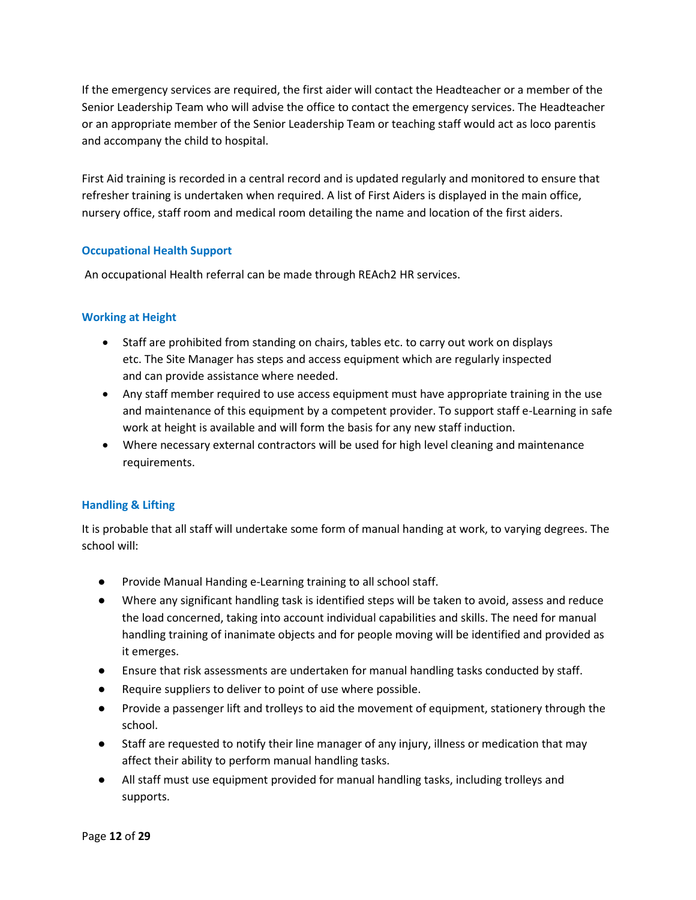If the emergency services are required, the first aider will contact the Headteacher or a member of the Senior Leadership Team who will advise the office to contact the emergency services. The Headteacher or an appropriate member of the Senior Leadership Team or teaching staff would act as loco parentis and accompany the child to hospital.

First Aid training is recorded in a central record and is updated regularly and monitored to ensure that refresher training is undertaken when required. A list of First Aiders is displayed in the main office, nursery office, staff room and medical room detailing the name and location of the first aiders.

### Occupational Health Support

An occupational Health referral can be made through REAch2 HR services.

### Working at Height

- Staff are prohibited from standing on chairs, tables etc. to carry out work on displays etc. The Site Manager has steps and access equipment which are regularly inspected and can provide assistance where needed.
- Any staff member required to use access equipment must have appropriate training in the use and maintenance of this equipment by a competent provider. To support staff e-Learning in safe work at height is available and will form the basis for any new staff induction.
- Where necessary external contractors will be used for high level cleaning and maintenance requirements.

### Handling & Lifting

It is probable that all staff will undertake some form of manual handing at work, to varying degrees. The school will:

- Provide Manual Handing e-Learning training to all school staff.
- Where any significant handling task is identified steps will be taken to avoid, assess and reduce the load concerned, taking into account individual capabilities and skills. The need for manual handling training of inanimate objects and for people moving will be identified and provided as it emerges.
- Ensure that risk assessments are undertaken for manual handling tasks conducted by staff.
- Require suppliers to deliver to point of use where possible.
- Provide a passenger lift and trolleys to aid the movement of equipment, stationery through the school.
- Staff are requested to notify their line manager of any injury, illness or medication that may affect their ability to perform manual handling tasks.
- All staff must use equipment provided for manual handling tasks, including trolleys and supports.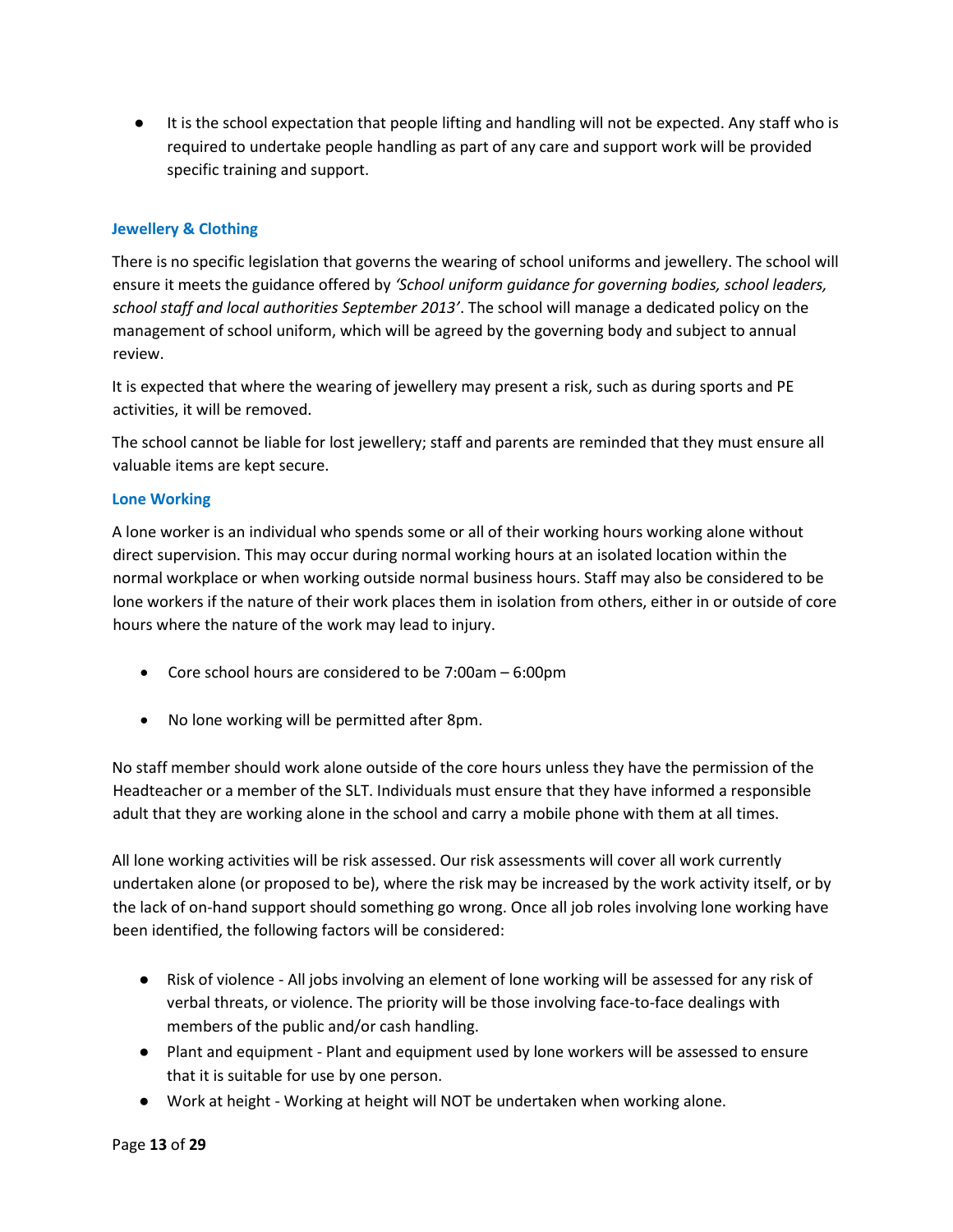- It is the school expectation that people lifting and handling will not be expected. Any staff who is required to undertake people handling as part of any care and support work will be provided specific training and support.

### Jewellery & Clothing

There is no specific legislation that governs the wearing of school uniforms and jewellery. The school will ensure it meets the guidance offered by *'School uniform guidance for governing bodies, school leaders, school staff and local authorities September 2013'*. The school will manage a dedicated policy on the management of school uniform, which will be agreed by the governing body and subject to annual review.

It is expected that where the wearing of jewellery may present a risk, such as during sports and PE activities, it will be removed.

The school cannot be liable for lost jewellery; staff and parents are reminded that they must ensure all valuable items are kept secure.

### Lone Working

A lone worker is an individual who spends some or all of their working hours working alone without direct supervision. This may occur during normal working hours at an isolated location within the normal workplace or when working outside normal business hours. Staff may also be considered to be lone workers if the nature of their work places them in isolation from others, either in or outside of core hours where the nature of the work may lead to injury.

- Core school hours are considered to be 7:00am – 6:00pm
- No lone working will be permitted after 8pm.

No staff member should work alone outside of the core hours unless they have the permission of the Headteacher or a member of the SLT. Individuals must ensure that they have informed a responsible adult that they are working alone in the school and carry a mobile phone with them at all times.

All lone working activities will be risk assessed. Our risk assessments will cover all work currently undertaken alone (or proposed to be), where the risk may be increased by the work activity itself, or by the lack of on-hand support should something go wrong. Once all job roles involving lone working have been identified, the following factors will be considered:

- Risk of violence - All jobs involving an element of lone working will be assessed for any risk of verbal threats, or violence. The priority will be those involving face-to-face dealings with members of the public and/or cash handling.
- Plant and equipment - Plant and equipment used by lone workers will be assessed to ensure that it is suitable for use by one person.
- Work at height - Working at height will NOT be undertaken when working alone.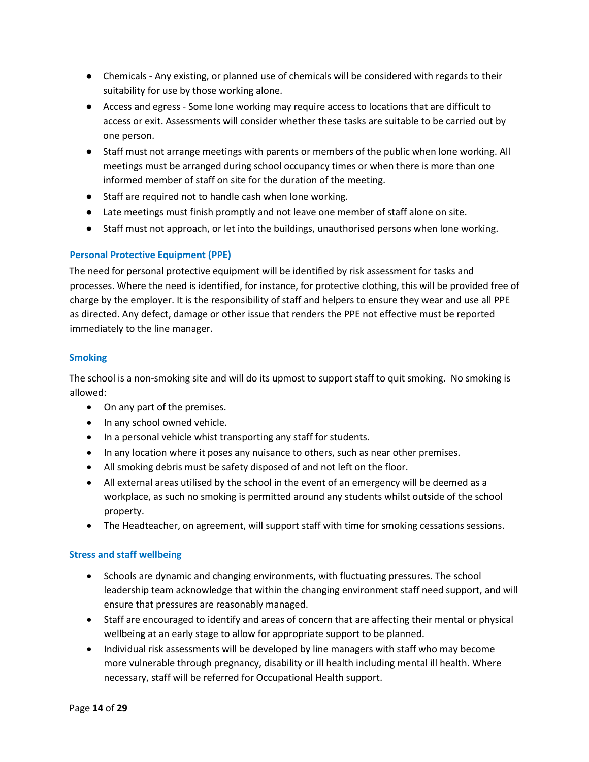- Chemicals - Any existing, or planned use of chemicals will be considered with regards to their suitability for use by those working alone.
- Access and egress - Some lone working may require access to locations that are difficult to access or exit. Assessments will consider whether these tasks are suitable to be carried out by one person.
- Staff must not arrange meetings with parents or members of the public when lone working. All meetings must be arranged during school occupancy times or when there is more than one informed member of staff on site for the duration of the meeting.
- Staff are required not to handle cash when lone working.
- Late meetings must finish promptly and not leave one member of staff alone on site.
- Staff must not approach, or let into the buildings, unauthorised persons when lone working.

### Personal Protective Equipment (PPE)

The need for personal protective equipment will be identified by risk assessment for tasks and processes. Where the need is identified, for instance, for protective clothing, this will be provided free of charge by the employer. It is the responsibility of staff and helpers to ensure they wear and use all PPE as directed. Any defect, damage or other issue that renders the PPE not effective must be reported immediately to the line manager.

### Smoking

The school is a non-smoking site and will do its upmost to support staff to quit smoking. No smoking is allowed:

- On any part of the premises.
- In any school owned vehicle.
- In a personal vehicle whist transporting any staff for students.
- In any location where it poses any nuisance to others, such as near other premises.
- All smoking debris must be safety disposed of and not left on the floor.
- All external areas utilised by the school in the event of an emergency will be deemed as a workplace, as such no smoking is permitted around any students whilst outside of the school property.
- The Headteacher, on agreement, will support staff with time for smoking cessations sessions.

### Stress and staff wellbeing

- Schools are dynamic and changing environments, with fluctuating pressures. The school leadership team acknowledge that within the changing environment staff need support, and will ensure that pressures are reasonably managed.
- Staff are encouraged to identify and areas of concern that are affecting their mental or physical wellbeing at an early stage to allow for appropriate support to be planned.
- Individual risk assessments will be developed by line managers with staff who may become more vulnerable through pregnancy, disability or ill health including mental ill health. Where necessary, staff will be referred for Occupational Health support.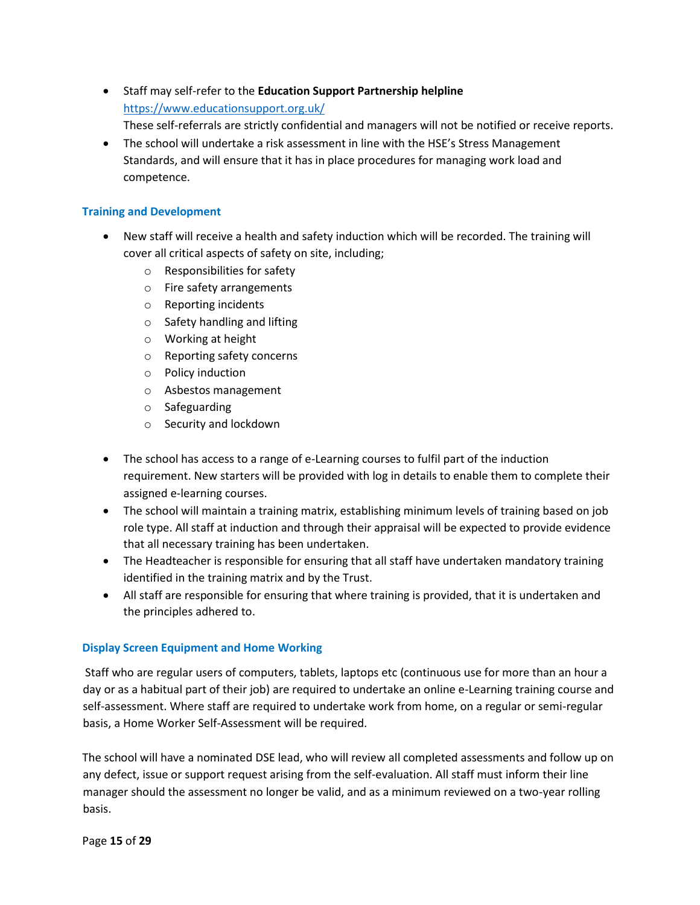- Staff may self-refer to the **Education Support Partnership helpline** https://www.educationsupport.org.uk/
  These self-referrals are strictly confidential and managers will not be notified or receive reports.
- The school will undertake a risk assessment in line with the HSE's Stress Management Standards, and will ensure that it has in place procedures for managing work load and competence.

### Training and Development

- New staff will receive a health and safety induction which will be recorded. The training will cover all critical aspects of safety on site, including;
  - Responsibilities for safety
  - Fire safety arrangements
  - Reporting incidents
  - Safety handling and lifting
  - Working at height
  - Reporting safety concerns
  - Policy induction
  - Asbestos management
  - Safeguarding
  - Security and lockdown

- The school has access to a range of e-Learning courses to fulfil part of the induction requirement. New starters will be provided with log in details to enable them to complete their assigned e-learning courses.
- The school will maintain a training matrix, establishing minimum levels of training based on job role type. All staff at induction and through their appraisal will be expected to provide evidence that all necessary training has been undertaken.
- The Headteacher is responsible for ensuring that all staff have undertaken mandatory training identified in the training matrix and by the Trust.
- All staff are responsible for ensuring that where training is provided, that it is undertaken and the principles adhered to.

### Display Screen Equipment and Home Working

Staff who are regular users of computers, tablets, laptops etc (continuous use for more than an hour a day or as a habitual part of their job) are required to undertake an online e-Learning training course and self-assessment. Where staff are required to undertake work from home, on a regular or semi-regular basis, a Home Worker Self-Assessment will be required.

The school will have a nominated DSE lead, who will review all completed assessments and follow up on any defect, issue or support request arising from the self-evaluation. All staff must inform their line manager should the assessment no longer be valid, and as a minimum reviewed on a two-year rolling basis.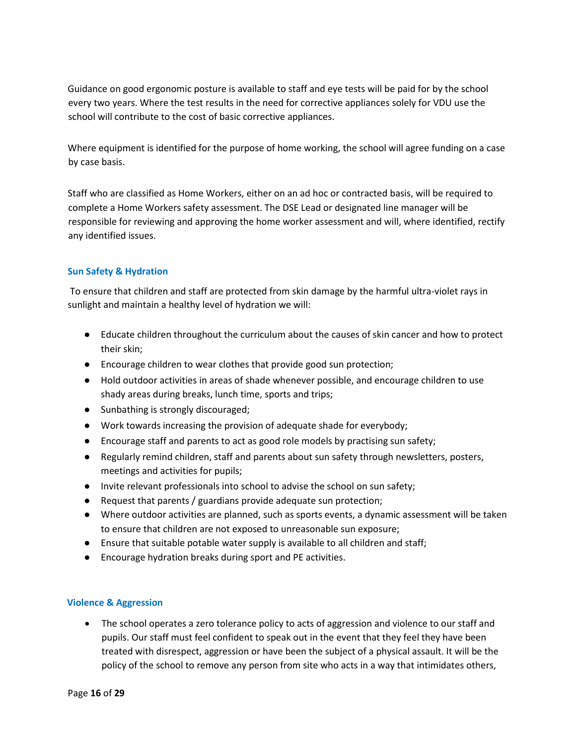Guidance on good ergonomic posture is available to staff and eye tests will be paid for by the school every two years. Where the test results in the need for corrective appliances solely for VDU use the school will contribute to the cost of basic corrective appliances.

Where equipment is identified for the purpose of home working, the school will agree funding on a case by case basis.

Staff who are classified as Home Workers, either on an ad hoc or contracted basis, will be required to complete a Home Workers safety assessment. The DSE Lead or designated line manager will be responsible for reviewing and approving the home worker assessment and will, where identified, rectify any identified issues.

### Sun Safety & Hydration

To ensure that children and staff are protected from skin damage by the harmful ultra-violet rays in sunlight and maintain a healthy level of hydration we will:

- Educate children throughout the curriculum about the causes of skin cancer and how to protect their skin;
- Encourage children to wear clothes that provide good sun protection;
- Hold outdoor activities in areas of shade whenever possible, and encourage children to use shady areas during breaks, lunch time, sports and trips;
- Sunbathing is strongly discouraged;
- Work towards increasing the provision of adequate shade for everybody;
- Encourage staff and parents to act as good role models by practising sun safety;
- Regularly remind children, staff and parents about sun safety through newsletters, posters, meetings and activities for pupils;
- Invite relevant professionals into school to advise the school on sun safety;
- Request that parents / guardians provide adequate sun protection;
- Where outdoor activities are planned, such as sports events, a dynamic assessment will be taken to ensure that children are not exposed to unreasonable sun exposure;
- Ensure that suitable potable water supply is available to all children and staff;
- Encourage hydration breaks during sport and PE activities.

### Violence & Aggression

- The school operates a zero tolerance policy to acts of aggression and violence to our staff and pupils. Our staff must feel confident to speak out in the event that they feel they have been treated with disrespect, aggression or have been the subject of a physical assault. It will be the policy of the school to remove any person from site who acts in a way that intimidates others,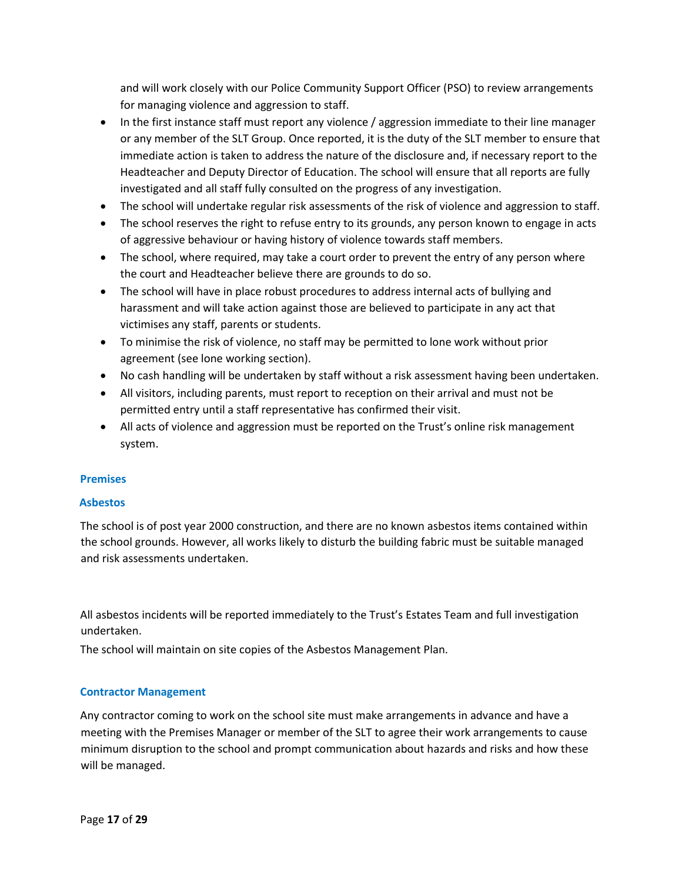and will work closely with our Police Community Support Officer (PSO) to review arrangements for managing violence and aggression to staff.

- In the first instance staff must report any violence / aggression immediate to their line manager or any member of the SLT Group. Once reported, it is the duty of the SLT member to ensure that immediate action is taken to address the nature of the disclosure and, if necessary report to the Headteacher and Deputy Director of Education. The school will ensure that all reports are fully investigated and all staff fully consulted on the progress of any investigation.
- The school will undertake regular risk assessments of the risk of violence and aggression to staff.
- The school reserves the right to refuse entry to its grounds, any person known to engage in acts of aggressive behaviour or having history of violence towards staff members.
- The school, where required, may take a court order to prevent the entry of any person where the court and Headteacher believe there are grounds to do so.
- The school will have in place robust procedures to address internal acts of bullying and harassment and will take action against those are believed to participate in any act that victimises any staff, parents or students.
- To minimise the risk of violence, no staff may be permitted to lone work without prior agreement (see lone working section).
- No cash handling will be undertaken by staff without a risk assessment having been undertaken.
- All visitors, including parents, must report to reception on their arrival and must not be permitted entry until a staff representative has confirmed their visit.
- All acts of violence and aggression must be reported on the Trust's online risk management system.

## Premises

### Asbestos

The school is of post year 2000 construction, and there are no known asbestos items contained within the school grounds. However, all works likely to disturb the building fabric must be suitable managed and risk assessments undertaken.

All asbestos incidents will be reported immediately to the Trust's Estates Team and full investigation undertaken.

The school will maintain on site copies of the Asbestos Management Plan.

### Contractor Management

Any contractor coming to work on the school site must make arrangements in advance and have a meeting with the Premises Manager or member of the SLT to agree their work arrangements to cause minimum disruption to the school and prompt communication about hazards and risks and how these will be managed.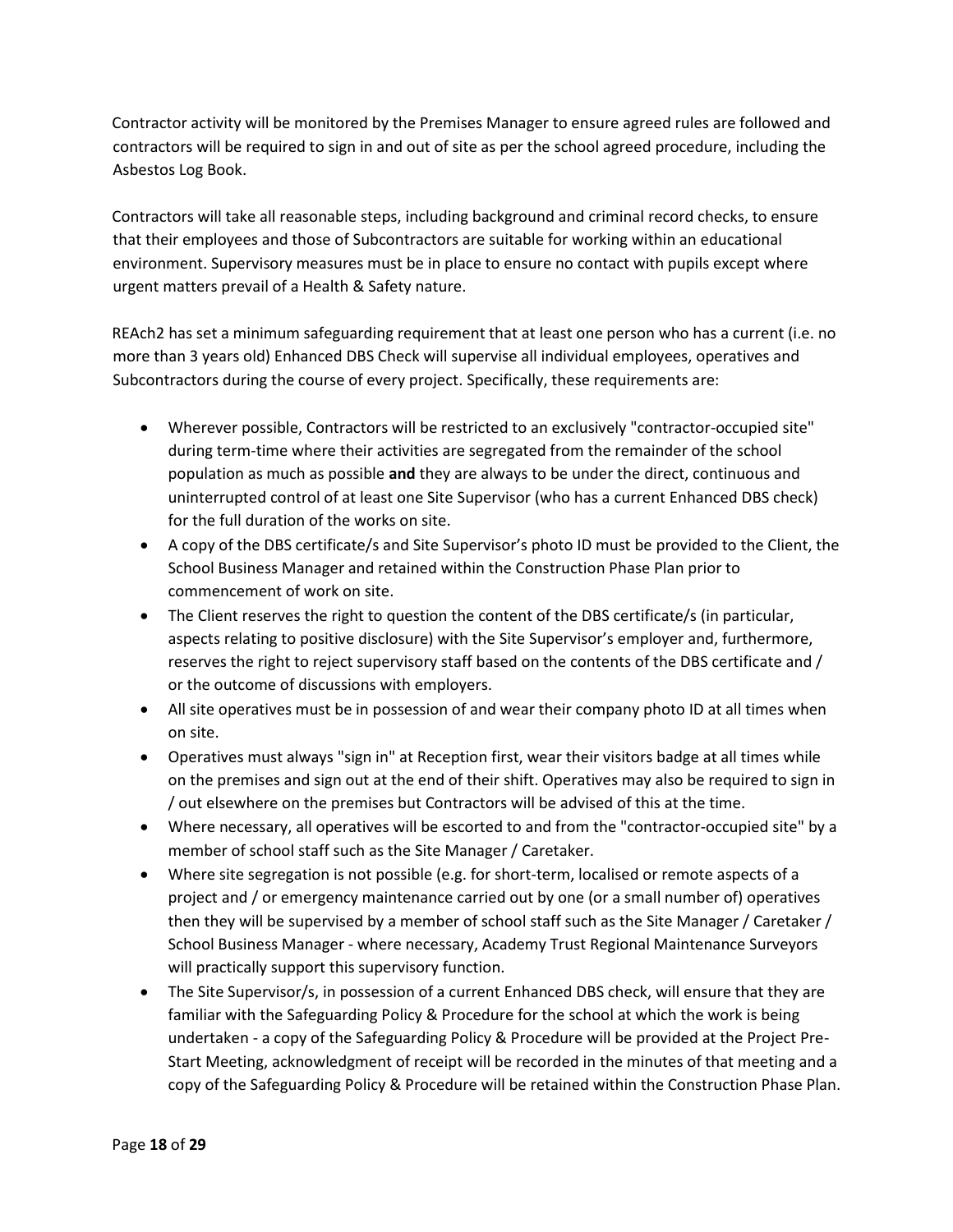Contractor activity will be monitored by the Premises Manager to ensure agreed rules are followed and contractors will be required to sign in and out of site as per the school agreed procedure, including the Asbestos Log Book.

Contractors will take all reasonable steps, including background and criminal record checks, to ensure that their employees and those of Subcontractors are suitable for working within an educational environment. Supervisory measures must be in place to ensure no contact with pupils except where urgent matters prevail of a Health & Safety nature.

REAch2 has set a minimum safeguarding requirement that at least one person who has a current (i.e. no more than 3 years old) Enhanced DBS Check will supervise all individual employees, operatives and Subcontractors during the course of every project. Specifically, these requirements are:

- Wherever possible, Contractors will be restricted to an exclusively "contractor-occupied site" during term-time where their activities are segregated from the remainder of the school population as much as possible **and** they are always to be under the direct, continuous and uninterrupted control of at least one Site Supervisor (who has a current Enhanced DBS check) for the full duration of the works on site.
- A copy of the DBS certificate/s and Site Supervisor's photo ID must be provided to the Client, the School Business Manager and retained within the Construction Phase Plan prior to commencement of work on site.
- The Client reserves the right to question the content of the DBS certificate/s (in particular, aspects relating to positive disclosure) with the Site Supervisor's employer and, furthermore, reserves the right to reject supervisory staff based on the contents of the DBS certificate and / or the outcome of discussions with employers.
- All site operatives must be in possession of and wear their company photo ID at all times when on site.
- Operatives must always "sign in" at Reception first, wear their visitors badge at all times while on the premises and sign out at the end of their shift. Operatives may also be required to sign in / out elsewhere on the premises but Contractors will be advised of this at the time.
- Where necessary, all operatives will be escorted to and from the "contractor-occupied site" by a member of school staff such as the Site Manager / Caretaker.
- Where site segregation is not possible (e.g. for short-term, localised or remote aspects of a project and / or emergency maintenance carried out by one (or a small number of) operatives then they will be supervised by a member of school staff such as the Site Manager / Caretaker / School Business Manager - where necessary, Academy Trust Regional Maintenance Surveyors will practically support this supervisory function.
- The Site Supervisor/s, in possession of a current Enhanced DBS check, will ensure that they are familiar with the Safeguarding Policy & Procedure for the school at which the work is being undertaken - a copy of the Safeguarding Policy & Procedure will be provided at the Project Pre-Start Meeting, acknowledgment of receipt will be recorded in the minutes of that meeting and a copy of the Safeguarding Policy & Procedure will be retained within the Construction Phase Plan.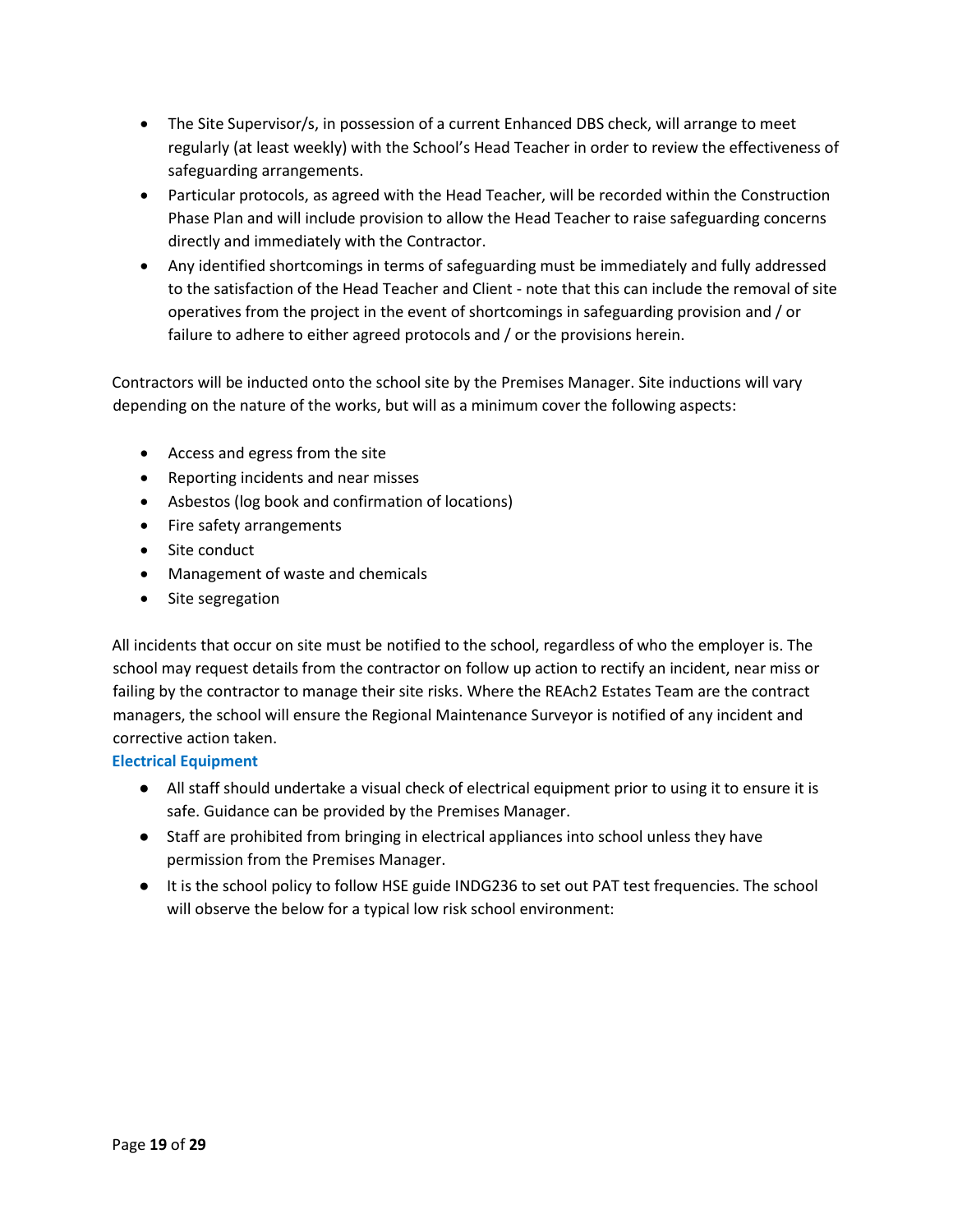- The Site Supervisor/s, in possession of a current Enhanced DBS check, will arrange to meet regularly (at least weekly) with the School's Head Teacher in order to review the effectiveness of safeguarding arrangements.
- Particular protocols, as agreed with the Head Teacher, will be recorded within the Construction Phase Plan and will include provision to allow the Head Teacher to raise safeguarding concerns directly and immediately with the Contractor.
- Any identified shortcomings in terms of safeguarding must be immediately and fully addressed to the satisfaction of the Head Teacher and Client - note that this can include the removal of site operatives from the project in the event of shortcomings in safeguarding provision and / or failure to adhere to either agreed protocols and / or the provisions herein.

Contractors will be inducted onto the school site by the Premises Manager. Site inductions will vary depending on the nature of the works, but will as a minimum cover the following aspects:

- Access and egress from the site
- Reporting incidents and near misses
- Asbestos (log book and confirmation of locations)
- Fire safety arrangements
- Site conduct
- Management of waste and chemicals
- Site segregation

All incidents that occur on site must be notified to the school, regardless of who the employer is. The school may request details from the contractor on follow up action to rectify an incident, near miss or failing by the contractor to manage their site risks. Where the REAch2 Estates Team are the contract managers, the school will ensure the Regional Maintenance Surveyor is notified of any incident and corrective action taken.

### Electrical Equipment

- All staff should undertake a visual check of electrical equipment prior to using it to ensure it is safe. Guidance can be provided by the Premises Manager.
- Staff are prohibited from bringing in electrical appliances into school unless they have permission from the Premises Manager.
- It is the school policy to follow HSE guide INDG236 to set out PAT test frequencies. The school will observe the below for a typical low risk school environment: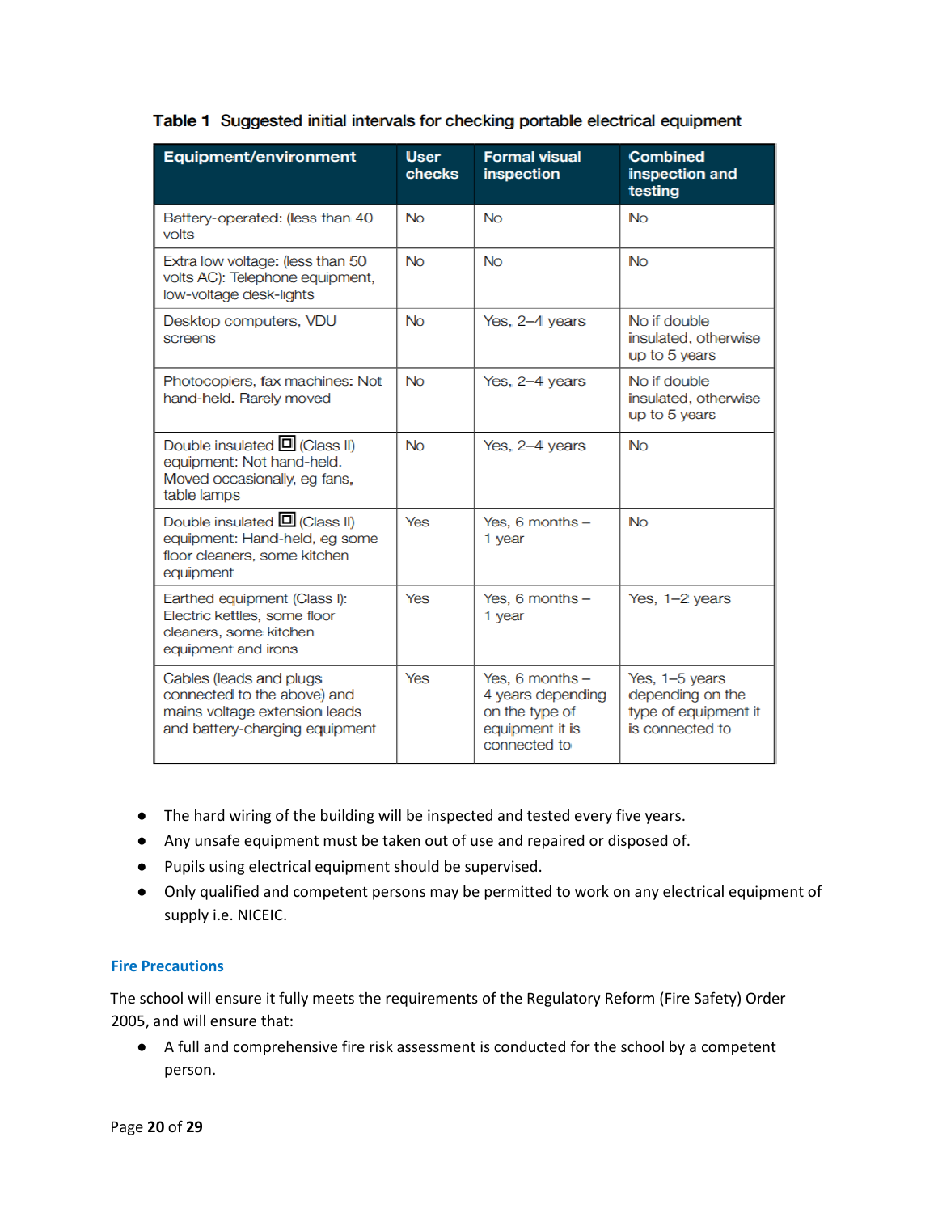**Table 1 Suggested initial intervals for checking portable electrical equipment**

| Equipment/environment | User checks | Formal visual inspection | Combined inspection and testing |
| --- | --- | --- | --- |
| Battery-operated: (less than 40 volts | No | No | No |
| Extra low voltage: (less than 50 volts AC): Telephone equipment, low-voltage desk-lights | No | No | No |
| Desktop computers, VDU screens | No | Yes, 2–4 years | No if double insulated, otherwise up to 5 years |
| Photocopiers, fax machines: Not hand-held. Rarely moved | No | Yes, 2–4 years | No if double insulated, otherwise up to 5 years |
| Double insulated ▣ (Class II) equipment: Not hand-held. Moved occasionally, eg fans, table lamps | No | Yes, 2–4 years | No |
| Double insulated ▣ (Class II) equipment: Hand-held, eg some floor cleaners, some kitchen equipment | Yes | Yes, 6 months – 1 year | No |
| Earthed equipment (Class I): Electric kettles, some floor cleaners, some kitchen equipment and irons | Yes | Yes, 6 months – 1 year | Yes, 1–2 years |
| Cables (leads and plugs connected to the above) and mains voltage extension leads and battery-charging equipment | Yes | Yes, 6 months – 4 years depending on the type of equipment it is connected to | Yes, 1–5 years depending on the type of equipment it is connected to |

- The hard wiring of the building will be inspected and tested every five years.
- Any unsafe equipment must be taken out of use and repaired or disposed of.
- Pupils using electrical equipment should be supervised.
- Only qualified and competent persons may be permitted to work on any electrical equipment of supply i.e. NICEIC.

## Fire Precautions

The school will ensure it fully meets the requirements of the Regulatory Reform (Fire Safety) Order 2005, and will ensure that:

- A full and comprehensive fire risk assessment is conducted for the school by a competent person.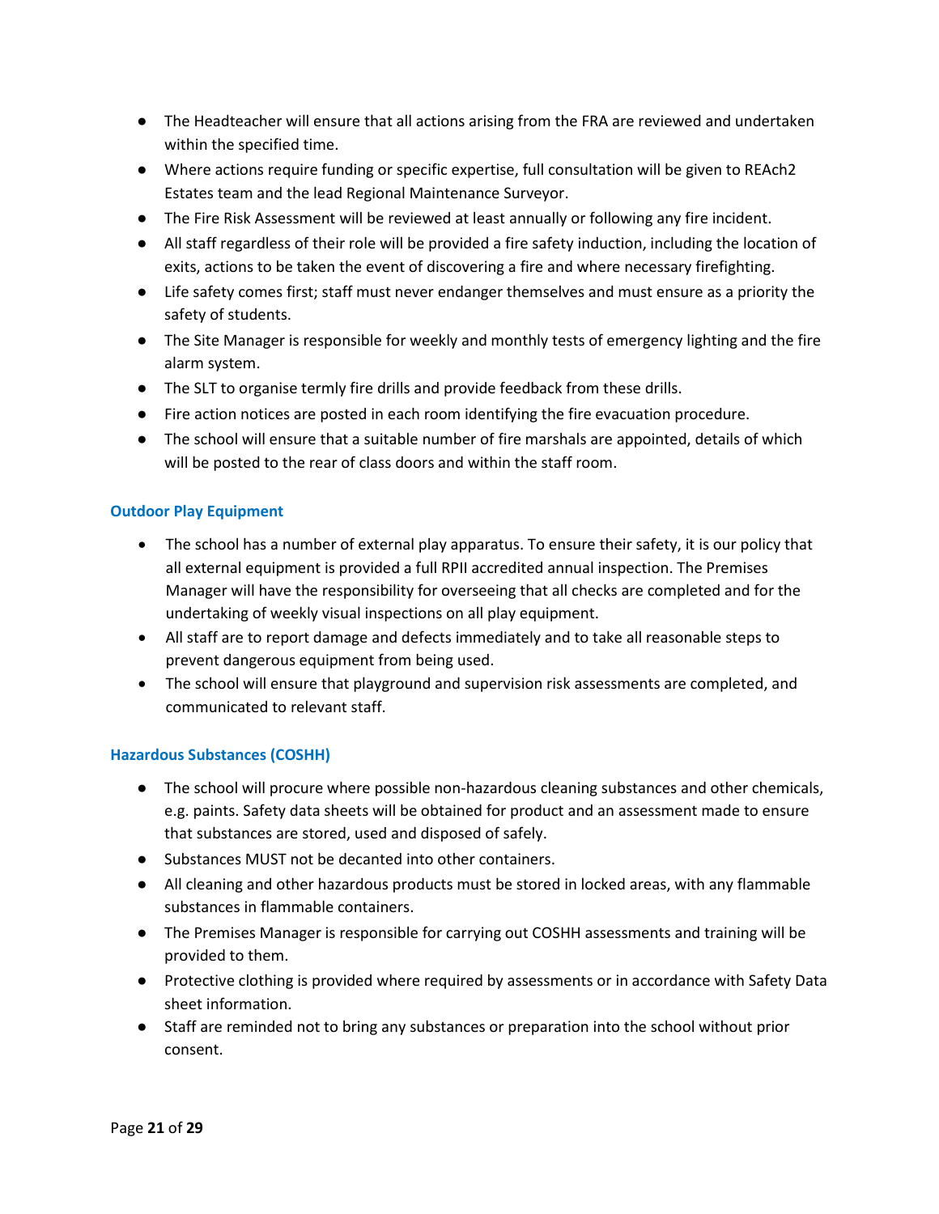- The Headteacher will ensure that all actions arising from the FRA are reviewed and undertaken within the specified time.
- Where actions require funding or specific expertise, full consultation will be given to REAch2 Estates team and the lead Regional Maintenance Surveyor.
- The Fire Risk Assessment will be reviewed at least annually or following any fire incident.
- All staff regardless of their role will be provided a fire safety induction, including the location of exits, actions to be taken the event of discovering a fire and where necessary firefighting.
- Life safety comes first; staff must never endanger themselves and must ensure as a priority the safety of students.
- The Site Manager is responsible for weekly and monthly tests of emergency lighting and the fire alarm system.
- The SLT to organise termly fire drills and provide feedback from these drills.
- Fire action notices are posted in each room identifying the fire evacuation procedure.
- The school will ensure that a suitable number of fire marshals are appointed, details of which will be posted to the rear of class doors and within the staff room.

### Outdoor Play Equipment

- The school has a number of external play apparatus. To ensure their safety, it is our policy that all external equipment is provided a full RPII accredited annual inspection. The Premises Manager will have the responsibility for overseeing that all checks are completed and for the undertaking of weekly visual inspections on all play equipment.
- All staff are to report damage and defects immediately and to take all reasonable steps to prevent dangerous equipment from being used.
- The school will ensure that playground and supervision risk assessments are completed, and communicated to relevant staff.

### Hazardous Substances (COSHH)

- The school will procure where possible non-hazardous cleaning substances and other chemicals, e.g. paints. Safety data sheets will be obtained for product and an assessment made to ensure that substances are stored, used and disposed of safely.
- Substances MUST not be decanted into other containers.
- All cleaning and other hazardous products must be stored in locked areas, with any flammable substances in flammable containers.
- The Premises Manager is responsible for carrying out COSHH assessments and training will be provided to them.
- Protective clothing is provided where required by assessments or in accordance with Safety Data sheet information.
- Staff are reminded not to bring any substances or preparation into the school without prior consent.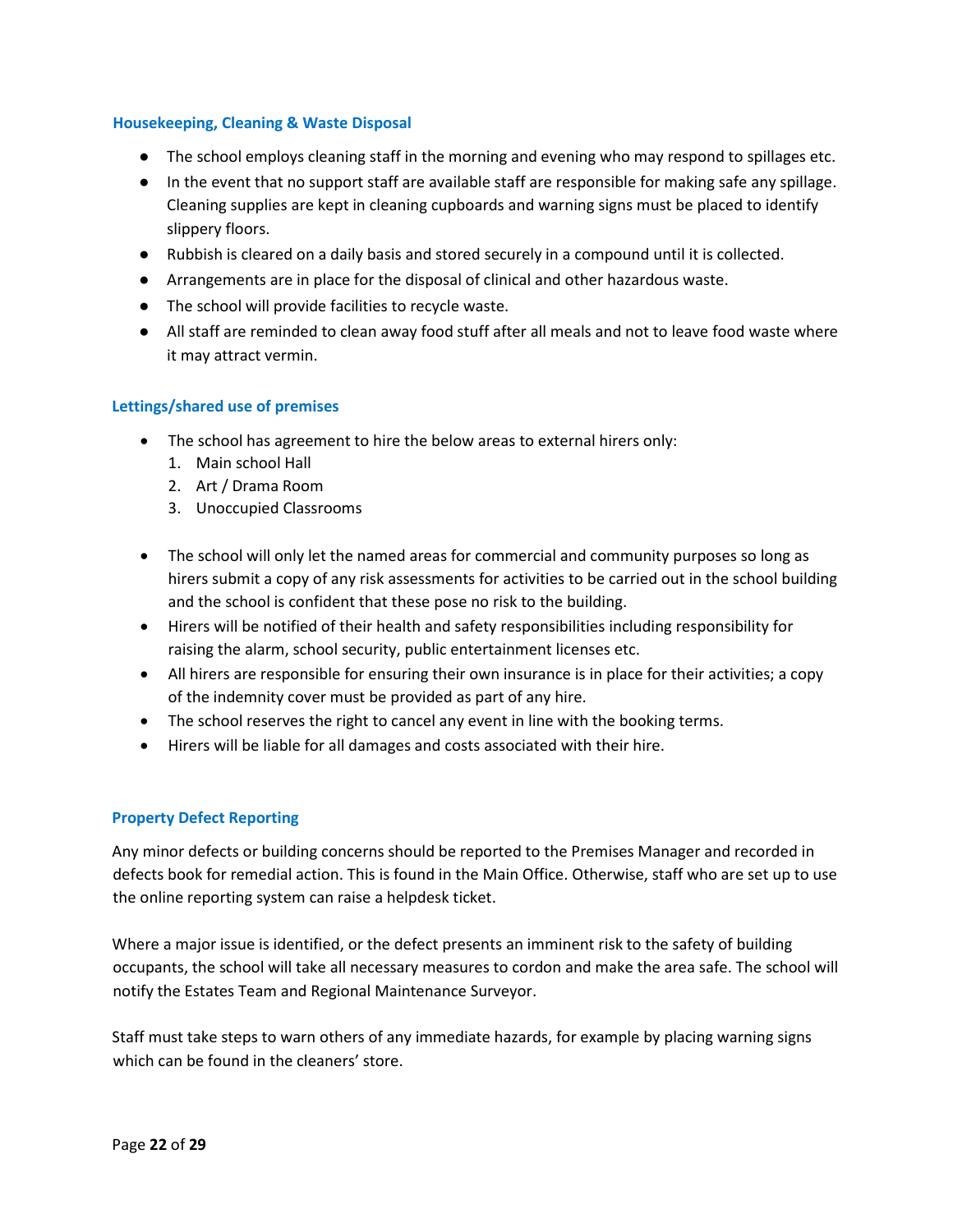### Housekeeping, Cleaning & Waste Disposal

- The school employs cleaning staff in the morning and evening who may respond to spillages etc.
- In the event that no support staff are available staff are responsible for making safe any spillage. Cleaning supplies are kept in cleaning cupboards and warning signs must be placed to identify slippery floors.
- Rubbish is cleared on a daily basis and stored securely in a compound until it is collected.
- Arrangements are in place for the disposal of clinical and other hazardous waste.
- The school will provide facilities to recycle waste.
- All staff are reminded to clean away food stuff after all meals and not to leave food waste where it may attract vermin.

### Lettings/shared use of premises

- The school has agreement to hire the below areas to external hirers only:
  1. Main school Hall
  2. Art / Drama Room
  3. Unoccupied Classrooms

- The school will only let the named areas for commercial and community purposes so long as hirers submit a copy of any risk assessments for activities to be carried out in the school building and the school is confident that these pose no risk to the building.
- Hirers will be notified of their health and safety responsibilities including responsibility for raising the alarm, school security, public entertainment licenses etc.
- All hirers are responsible for ensuring their own insurance is in place for their activities; a copy of the indemnity cover must be provided as part of any hire.
- The school reserves the right to cancel any event in line with the booking terms.
- Hirers will be liable for all damages and costs associated with their hire.

### Property Defect Reporting

Any minor defects or building concerns should be reported to the Premises Manager and recorded in defects book for remedial action. This is found in the Main Office. Otherwise, staff who are set up to use the online reporting system can raise a helpdesk ticket.

Where a major issue is identified, or the defect presents an imminent risk to the safety of building occupants, the school will take all necessary measures to cordon and make the area safe. The school will notify the Estates Team and Regional Maintenance Surveyor.

Staff must take steps to warn others of any immediate hazards, for example by placing warning signs which can be found in the cleaners' store.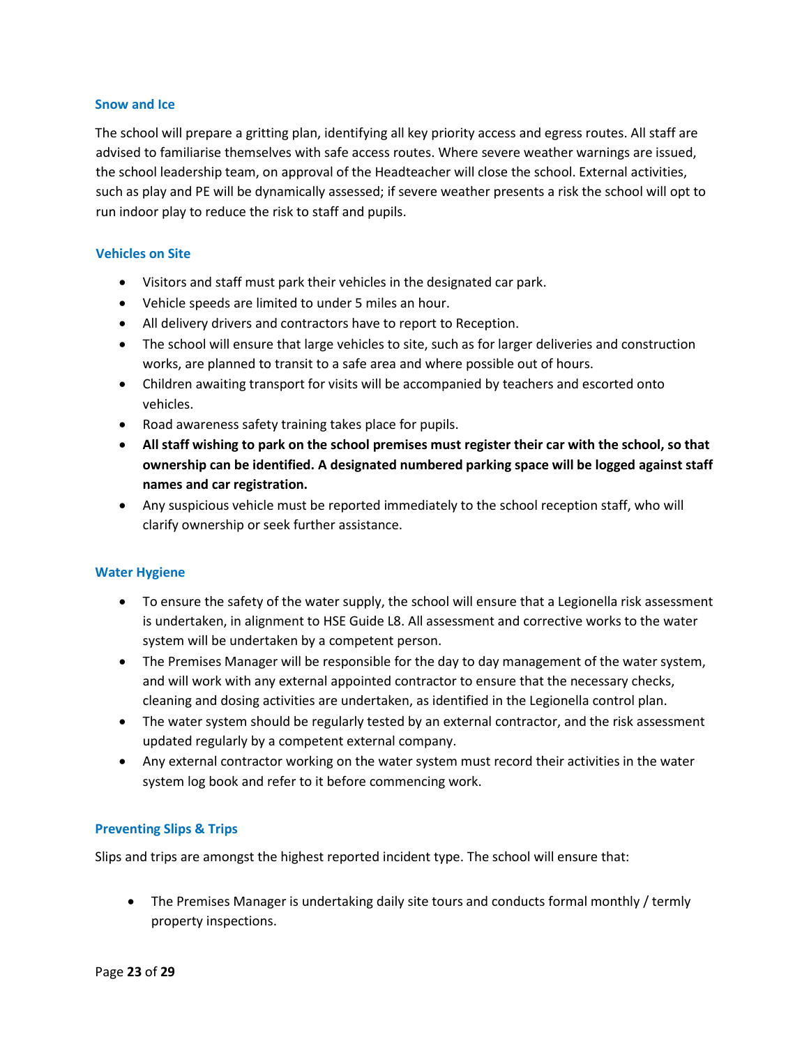### Snow and Ice

The school will prepare a gritting plan, identifying all key priority access and egress routes. All staff are advised to familiarise themselves with safe access routes. Where severe weather warnings are issued, the school leadership team, on approval of the Headteacher will close the school. External activities, such as play and PE will be dynamically assessed; if severe weather presents a risk the school will opt to run indoor play to reduce the risk to staff and pupils.

### Vehicles on Site

- Visitors and staff must park their vehicles in the designated car park.
- Vehicle speeds are limited to under 5 miles an hour.
- All delivery drivers and contractors have to report to Reception.
- The school will ensure that large vehicles to site, such as for larger deliveries and construction works, are planned to transit to a safe area and where possible out of hours.
- Children awaiting transport for visits will be accompanied by teachers and escorted onto vehicles.
- Road awareness safety training takes place for pupils.
- **All staff wishing to park on the school premises must register their car with the school, so that ownership can be identified. A designated numbered parking space will be logged against staff names and car registration.**
- Any suspicious vehicle must be reported immediately to the school reception staff, who will clarify ownership or seek further assistance.

### Water Hygiene

- To ensure the safety of the water supply, the school will ensure that a Legionella risk assessment is undertaken, in alignment to HSE Guide L8. All assessment and corrective works to the water system will be undertaken by a competent person.
- The Premises Manager will be responsible for the day to day management of the water system, and will work with any external appointed contractor to ensure that the necessary checks, cleaning and dosing activities are undertaken, as identified in the Legionella control plan.
- The water system should be regularly tested by an external contractor, and the risk assessment updated regularly by a competent external company.
- Any external contractor working on the water system must record their activities in the water system log book and refer to it before commencing work.

### Preventing Slips & Trips

Slips and trips are amongst the highest reported incident type. The school will ensure that:

- The Premises Manager is undertaking daily site tours and conducts formal monthly / termly property inspections.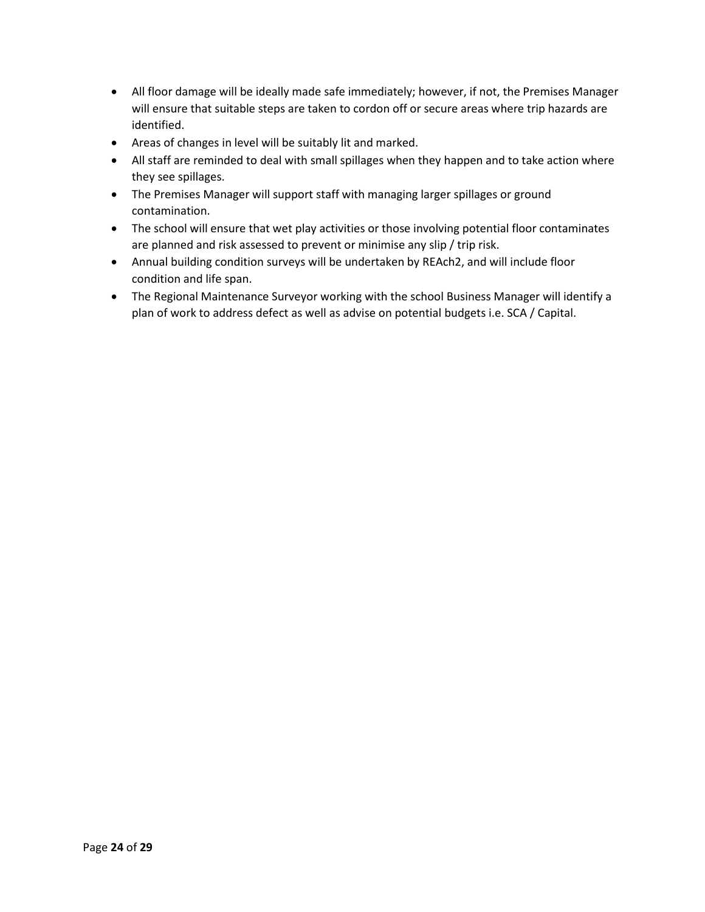- All floor damage will be ideally made safe immediately; however, if not, the Premises Manager will ensure that suitable steps are taken to cordon off or secure areas where trip hazards are identified.
- Areas of changes in level will be suitably lit and marked.
- All staff are reminded to deal with small spillages when they happen and to take action where they see spillages.
- The Premises Manager will support staff with managing larger spillages or ground contamination.
- The school will ensure that wet play activities or those involving potential floor contaminates are planned and risk assessed to prevent or minimise any slip / trip risk.
- Annual building condition surveys will be undertaken by REAch2, and will include floor condition and life span.
- The Regional Maintenance Surveyor working with the school Business Manager will identify a plan of work to address defect as well as advise on potential budgets i.e. SCA / Capital.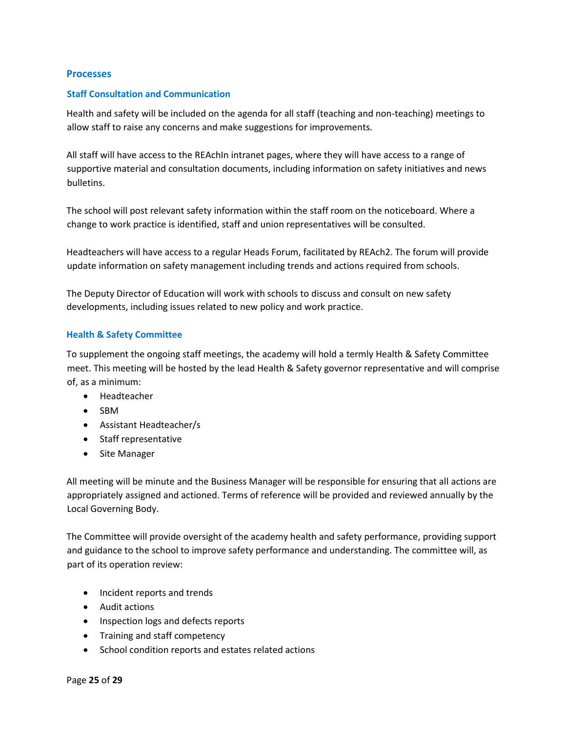## Processes

### Staff Consultation and Communication

Health and safety will be included on the agenda for all staff (teaching and non-teaching) meetings to allow staff to raise any concerns and make suggestions for improvements.

All staff will have access to the REAchIn intranet pages, where they will have access to a range of supportive material and consultation documents, including information on safety initiatives and news bulletins.

The school will post relevant safety information within the staff room on the noticeboard. Where a change to work practice is identified, staff and union representatives will be consulted.

Headteachers will have access to a regular Heads Forum, facilitated by REAch2. The forum will provide update information on safety management including trends and actions required from schools.

The Deputy Director of Education will work with schools to discuss and consult on new safety developments, including issues related to new policy and work practice.

### Health & Safety Committee

To supplement the ongoing staff meetings, the academy will hold a termly Health & Safety Committee meet. This meeting will be hosted by the lead Health & Safety governor representative and will comprise of, as a minimum:

- Headteacher
- SBM
- Assistant Headteacher/s
- Staff representative
- Site Manager

All meeting will be minute and the Business Manager will be responsible for ensuring that all actions are appropriately assigned and actioned. Terms of reference will be provided and reviewed annually by the Local Governing Body.

The Committee will provide oversight of the academy health and safety performance, providing support and guidance to the school to improve safety performance and understanding. The committee will, as part of its operation review:

- Incident reports and trends
- Audit actions
- Inspection logs and defects reports
- Training and staff competency
- School condition reports and estates related actions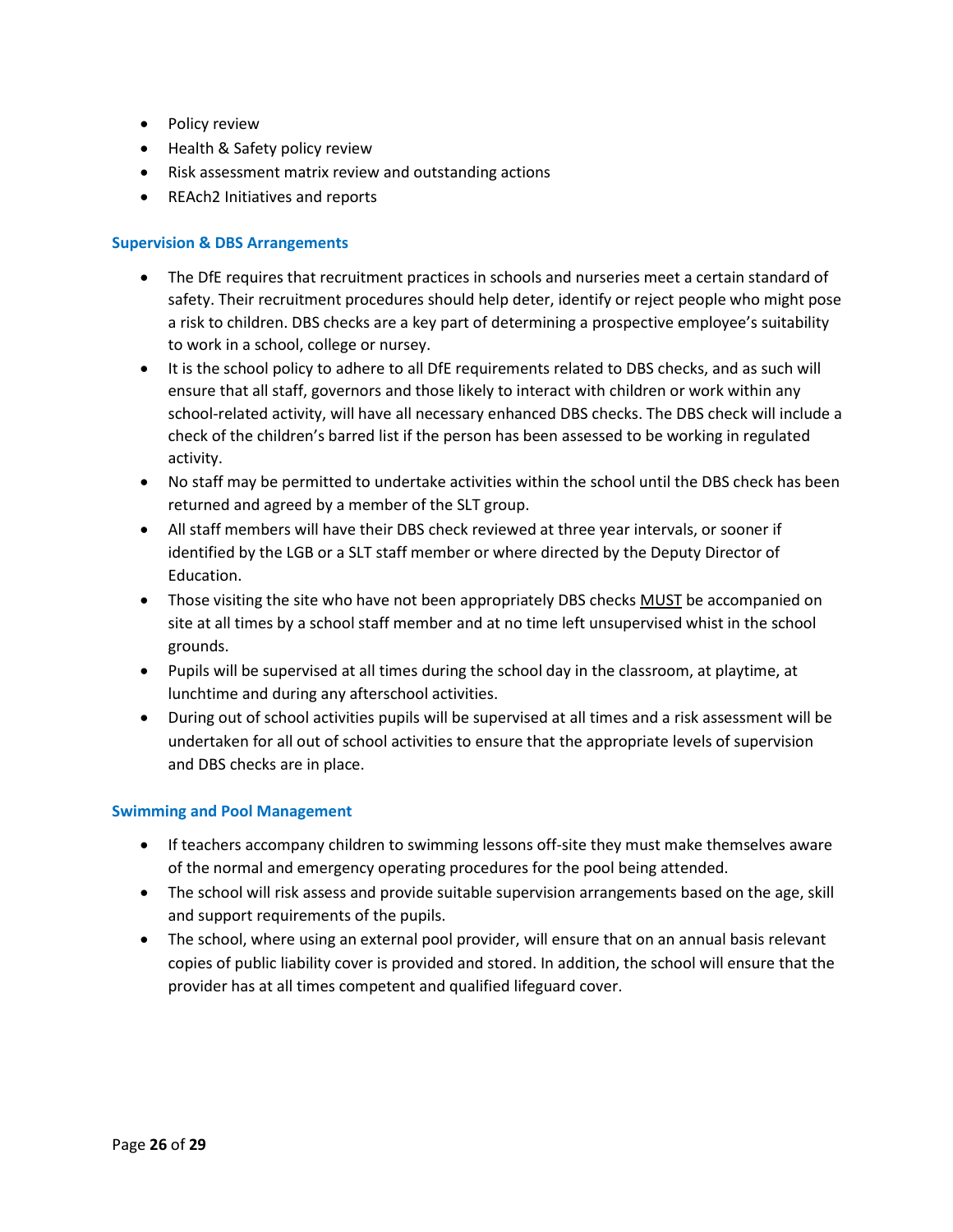- Policy review
- Health & Safety policy review
- Risk assessment matrix review and outstanding actions
- REAch2 Initiatives and reports

### Supervision & DBS Arrangements

- The DfE requires that recruitment practices in schools and nurseries meet a certain standard of safety. Their recruitment procedures should help deter, identify or reject people who might pose a risk to children. DBS checks are a key part of determining a prospective employee's suitability to work in a school, college or nursey.
- It is the school policy to adhere to all DfE requirements related to DBS checks, and as such will ensure that all staff, governors and those likely to interact with children or work within any school-related activity, will have all necessary enhanced DBS checks. The DBS check will include a check of the children's barred list if the person has been assessed to be working in regulated activity.
- No staff may be permitted to undertake activities within the school until the DBS check has been returned and agreed by a member of the SLT group.
- All staff members will have their DBS check reviewed at three year intervals, or sooner if identified by the LGB or a SLT staff member or where directed by the Deputy Director of Education.
- Those visiting the site who have not been appropriately DBS checks <u>MUST</u> be accompanied on site at all times by a school staff member and at no time left unsupervised whist in the school grounds.
- Pupils will be supervised at all times during the school day in the classroom, at playtime, at lunchtime and during any afterschool activities.
- During out of school activities pupils will be supervised at all times and a risk assessment will be undertaken for all out of school activities to ensure that the appropriate levels of supervision and DBS checks are in place.

### Swimming and Pool Management

- If teachers accompany children to swimming lessons off-site they must make themselves aware of the normal and emergency operating procedures for the pool being attended.
- The school will risk assess and provide suitable supervision arrangements based on the age, skill and support requirements of the pupils.
- The school, where using an external pool provider, will ensure that on an annual basis relevant copies of public liability cover is provided and stored. In addition, the school will ensure that the provider has at all times competent and qualified lifeguard cover.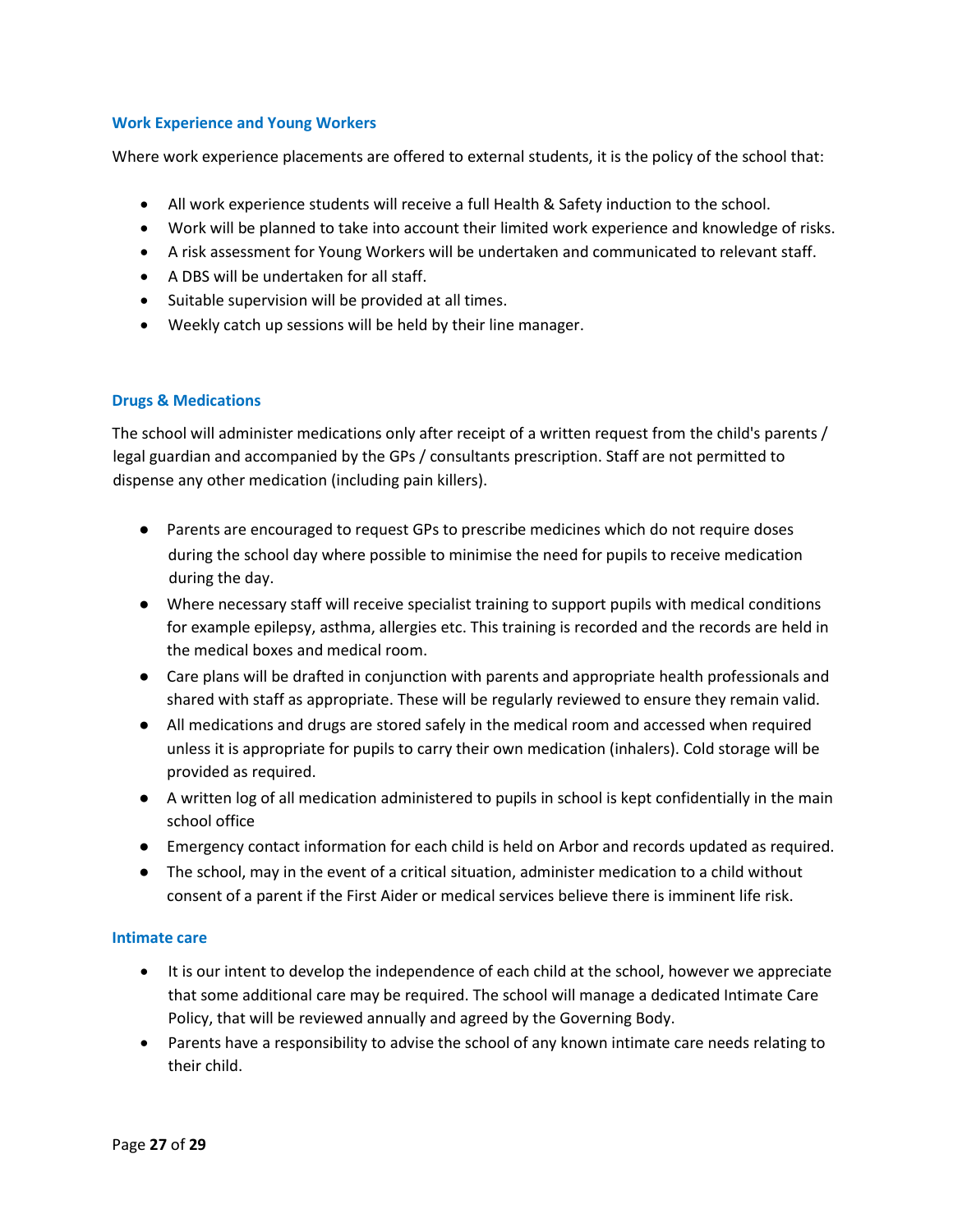### Work Experience and Young Workers

Where work experience placements are offered to external students, it is the policy of the school that:

- All work experience students will receive a full Health & Safety induction to the school.
- Work will be planned to take into account their limited work experience and knowledge of risks.
- A risk assessment for Young Workers will be undertaken and communicated to relevant staff.
- A DBS will be undertaken for all staff.
- Suitable supervision will be provided at all times.
- Weekly catch up sessions will be held by their line manager.

### Drugs & Medications

The school will administer medications only after receipt of a written request from the child's parents / legal guardian and accompanied by the GPs / consultants prescription. Staff are not permitted to dispense any other medication (including pain killers).

- Parents are encouraged to request GPs to prescribe medicines which do not require doses during the school day where possible to minimise the need for pupils to receive medication during the day.
- Where necessary staff will receive specialist training to support pupils with medical conditions for example epilepsy, asthma, allergies etc. This training is recorded and the records are held in the medical boxes and medical room.
- Care plans will be drafted in conjunction with parents and appropriate health professionals and shared with staff as appropriate. These will be regularly reviewed to ensure they remain valid.
- All medications and drugs are stored safely in the medical room and accessed when required unless it is appropriate for pupils to carry their own medication (inhalers). Cold storage will be provided as required.
- A written log of all medication administered to pupils in school is kept confidentially in the main school office
- Emergency contact information for each child is held on Arbor and records updated as required.
- The school, may in the event of a critical situation, administer medication to a child without consent of a parent if the First Aider or medical services believe there is imminent life risk.

### Intimate care

- It is our intent to develop the independence of each child at the school, however we appreciate that some additional care may be required. The school will manage a dedicated Intimate Care Policy, that will be reviewed annually and agreed by the Governing Body.
- Parents have a responsibility to advise the school of any known intimate care needs relating to their child.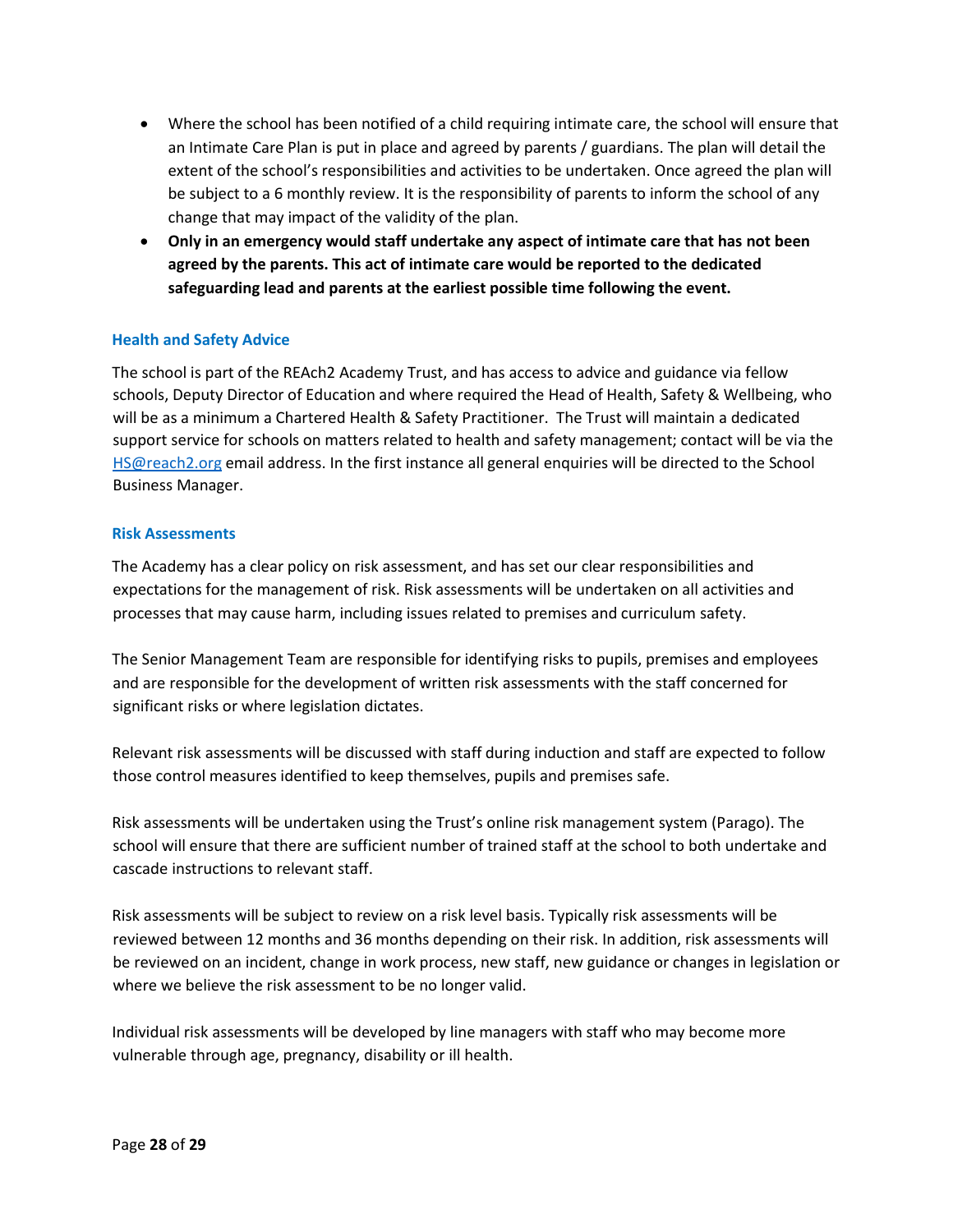- Where the school has been notified of a child requiring intimate care, the school will ensure that an Intimate Care Plan is put in place and agreed by parents / guardians. The plan will detail the extent of the school's responsibilities and activities to be undertaken. Once agreed the plan will be subject to a 6 monthly review. It is the responsibility of parents to inform the school of any change that may impact of the validity of the plan.
- **Only in an emergency would staff undertake any aspect of intimate care that has not been agreed by the parents. This act of intimate care would be reported to the dedicated safeguarding lead and parents at the earliest possible time following the event.**

### Health and Safety Advice

The school is part of the REAch2 Academy Trust, and has access to advice and guidance via fellow schools, Deputy Director of Education and where required the Head of Health, Safety & Wellbeing, who will be as a minimum a Chartered Health & Safety Practitioner. The Trust will maintain a dedicated support service for schools on matters related to health and safety management; contact will be via the HS@reach2.org email address. In the first instance all general enquiries will be directed to the School Business Manager.

### Risk Assessments

The Academy has a clear policy on risk assessment, and has set our clear responsibilities and expectations for the management of risk. Risk assessments will be undertaken on all activities and processes that may cause harm, including issues related to premises and curriculum safety.

The Senior Management Team are responsible for identifying risks to pupils, premises and employees and are responsible for the development of written risk assessments with the staff concerned for significant risks or where legislation dictates.

Relevant risk assessments will be discussed with staff during induction and staff are expected to follow those control measures identified to keep themselves, pupils and premises safe.

Risk assessments will be undertaken using the Trust's online risk management system (Parago). The school will ensure that there are sufficient number of trained staff at the school to both undertake and cascade instructions to relevant staff.

Risk assessments will be subject to review on a risk level basis. Typically risk assessments will be reviewed between 12 months and 36 months depending on their risk. In addition, risk assessments will be reviewed on an incident, change in work process, new staff, new guidance or changes in legislation or where we believe the risk assessment to be no longer valid.

Individual risk assessments will be developed by line managers with staff who may become more vulnerable through age, pregnancy, disability or ill health.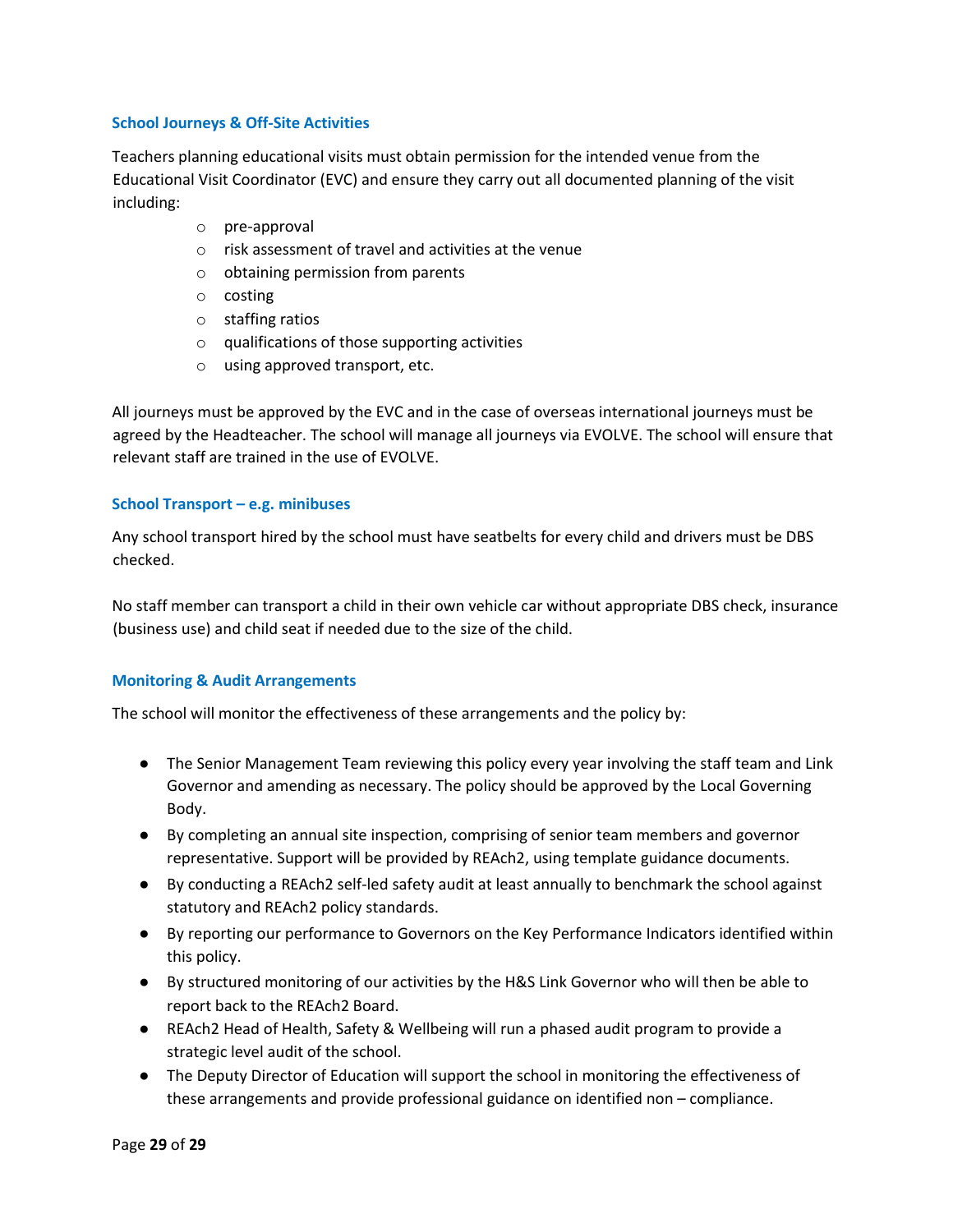### School Journeys & Off-Site Activities

Teachers planning educational visits must obtain permission for the intended venue from the Educational Visit Coordinator (EVC) and ensure they carry out all documented planning of the visit including:

- pre-approval
- risk assessment of travel and activities at the venue
- obtaining permission from parents
- costing
- staffing ratios
- qualifications of those supporting activities
- using approved transport, etc.

All journeys must be approved by the EVC and in the case of overseas international journeys must be agreed by the Headteacher. The school will manage all journeys via EVOLVE. The school will ensure that relevant staff are trained in the use of EVOLVE.

### School Transport – e.g. minibuses

Any school transport hired by the school must have seatbelts for every child and drivers must be DBS checked.

No staff member can transport a child in their own vehicle car without appropriate DBS check, insurance (business use) and child seat if needed due to the size of the child.

### Monitoring & Audit Arrangements

The school will monitor the effectiveness of these arrangements and the policy by:

- The Senior Management Team reviewing this policy every year involving the staff team and Link Governor and amending as necessary. The policy should be approved by the Local Governing Body.
- By completing an annual site inspection, comprising of senior team members and governor representative. Support will be provided by REAch2, using template guidance documents.
- By conducting a REAch2 self-led safety audit at least annually to benchmark the school against statutory and REAch2 policy standards.
- By reporting our performance to Governors on the Key Performance Indicators identified within this policy.
- By structured monitoring of our activities by the H&S Link Governor who will then be able to report back to the REAch2 Board.
- REAch2 Head of Health, Safety & Wellbeing will run a phased audit program to provide a strategic level audit of the school.
- The Deputy Director of Education will support the school in monitoring the effectiveness of these arrangements and provide professional guidance on identified non – compliance.